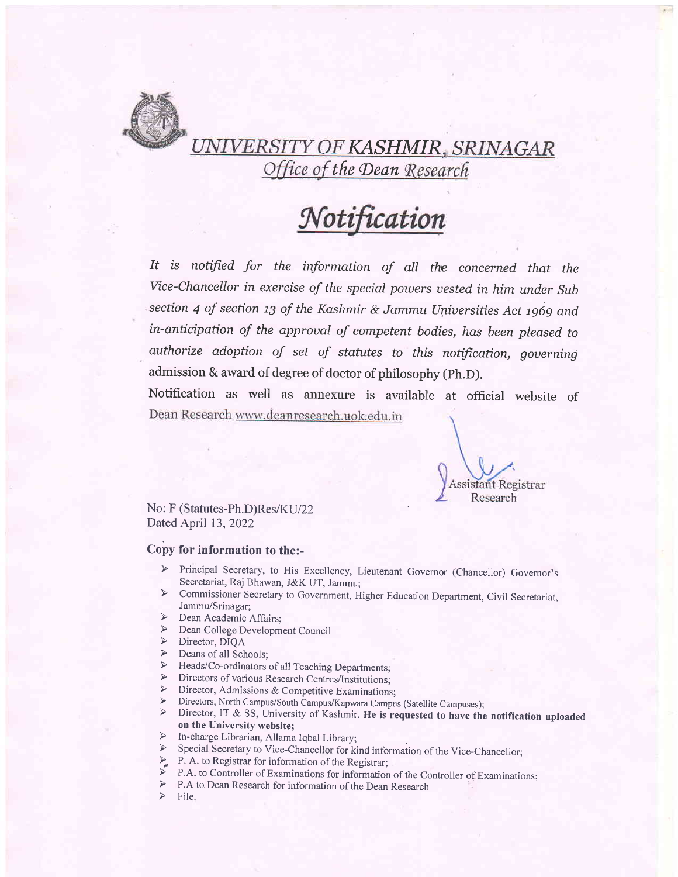# *UNIVERSITY OF KASHMIR, SRINAGAR*

## *Office of the Dean Research*

# *Notification*

*It is notified for the information of all the concerned that the Vice-Chancellor in exercise of the special powers vested in him under Sub section 4 of section 13 of the Kashmir & Jammu Universities Act 1969 and in-anticipation of the approval of competent bodies, has been pleased to authorize adoption of set of statutes to this notification, governing* admission & award of degree of doctor of philosophy (Ph.D).

Notification as well as annexure is available at official website of Dean Research www.deanresearch.uok.edu.in

Assistant Registrar
Research

No: F (Statutes-Ph.D)Res/KU/22
Dated April 13, 2022

**Copy for information to the:-**

- Principal Secretary, to His Excellency, Lieutenant Governor (Chancellor) Governor's Secretariat, Raj Bhawan, J&K UT, Jammu;
- Commissioner Secretary to Government, Higher Education Department, Civil Secretariat, Jammu/Srinagar;
- Dean Academic Affairs;
- Dean College Development Council
- Director, DIQA
- Deans of all Schools;
- Heads/Co-ordinators of all Teaching Departments;
- Directors of various Research Centres/Institutions;
- Director, Admissions & Competitive Examinations;
- Directors, North Campus/South Campus/Kapwara Campus (Satellite Campuses);
- Director, IT & SS, University of Kashmir. **He is requested to have the notification uploaded on the University website;**
- In-charge Librarian, Allama Iqbal Library;
- Special Secretary to Vice-Chancellor for kind information of the Vice-Chancellor;
- P. A. to Registrar for information of the Registrar;
- P.A. to Controller of Examinations for information of the Controller of Examinations;
- P.A to Dean Research for information of the Dean Research
- File.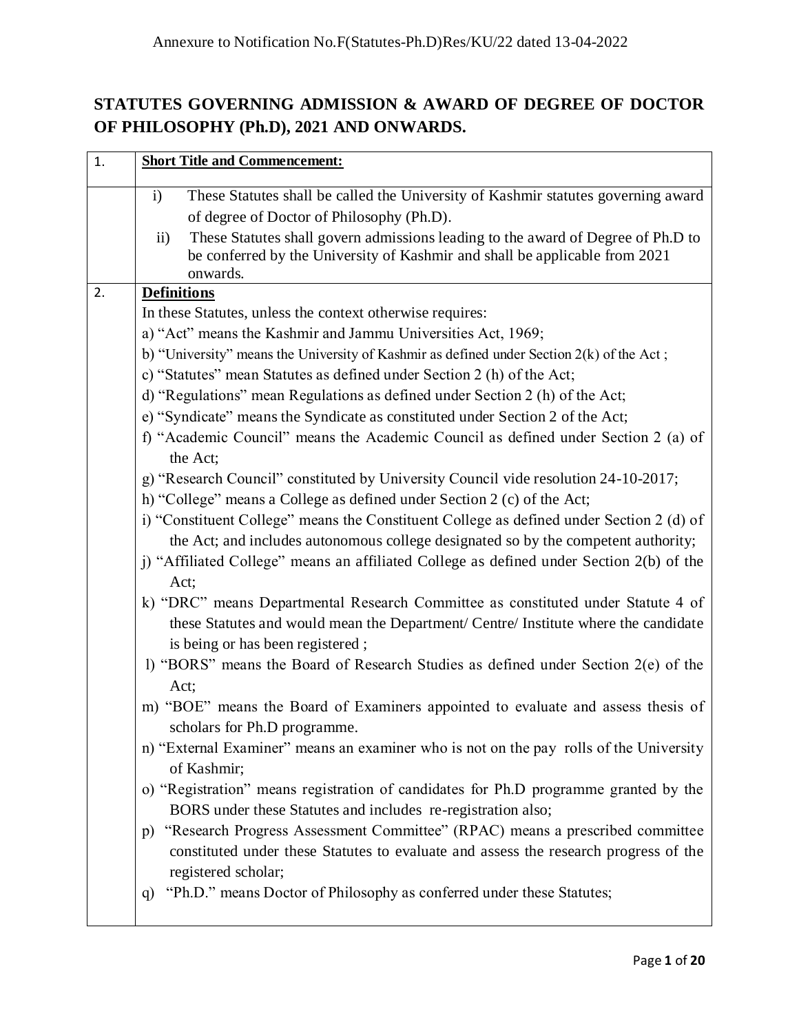Annexure to Notification No.F(Statutes-Ph.D)Res/KU/22 dated 13-04-2022

# STATUTES GOVERNING ADMISSION & AWARD OF DEGREE OF DOCTOR OF PHILOSOPHY (Ph.D), 2021 AND ONWARDS.

| | |
|---|---|
| 1. | **Short Title and Commencement:** |
| | i) These Statutes shall be called the University of Kashmir statutes governing award of degree of Doctor of Philosophy (Ph.D).<br>ii) These Statutes shall govern admissions leading to the award of Degree of Ph.D to be conferred by the University of Kashmir and shall be applicable from 2021 onwards. |
| 2. | **Definitions**<br>In these Statutes, unless the context otherwise requires:<br>a) "Act" means the Kashmir and Jammu Universities Act, 1969;<br>b) "University" means the University of Kashmir as defined under Section 2(k) of the Act ;<br>c) "Statutes" mean Statutes as defined under Section 2 (h) of the Act;<br>d) "Regulations" mean Regulations as defined under Section 2 (h) of the Act;<br>e) "Syndicate" means the Syndicate as constituted under Section 2 of the Act;<br>f) "Academic Council" means the Academic Council as defined under Section 2 (a) of the Act;<br>g) "Research Council" constituted by University Council vide resolution 24-10-2017;<br>h) "College" means a College as defined under Section 2 (c) of the Act;<br>i) "Constituent College" means the Constituent College as defined under Section 2 (d) of the Act; and includes autonomous college designated so by the competent authority;<br>j) "Affiliated College" means an affiliated College as defined under Section 2(b) of the Act;<br>k) "DRC" means Departmental Research Committee as constituted under Statute 4 of these Statutes and would mean the Department/ Centre/ Institute where the candidate is being or has been registered ;<br>l) "BORS" means the Board of Research Studies as defined under Section 2(e) of the Act;<br>m) "BOE" means the Board of Examiners appointed to evaluate and assess thesis of scholars for Ph.D programme.<br>n) "External Examiner" means an examiner who is not on the pay rolls of the University of Kashmir;<br>o) "Registration" means registration of candidates for Ph.D programme granted by the BORS under these Statutes and includes re-registration also;<br>p) "Research Progress Assessment Committee" (RPAC) means a prescribed committee constituted under these Statutes to evaluate and assess the research progress of the registered scholar;<br>q) "Ph.D." means Doctor of Philosophy as conferred under these Statutes; |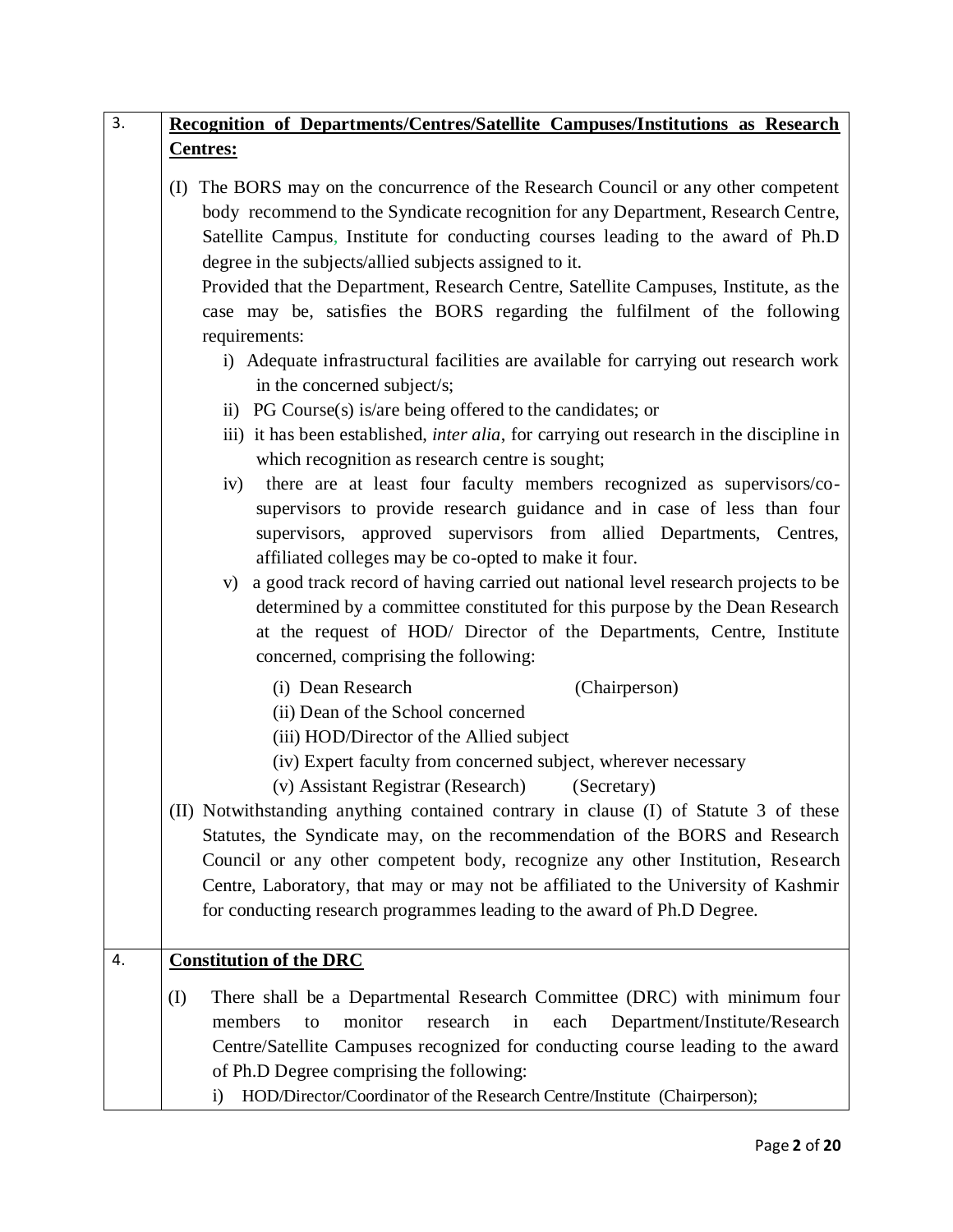### 3. Recognition of Departments/Centres/Satellite Campuses/Institutions as Research Centres:

(I) The BORS may on the concurrence of the Research Council or any other competent body recommend to the Syndicate recognition for any Department, Research Centre, Satellite Campus, Institute for conducting courses leading to the award of Ph.D degree in the subjects/allied subjects assigned to it.

Provided that the Department, Research Centre, Satellite Campuses, Institute, as the case may be, satisfies the BORS regarding the fulfilment of the following requirements:

i) Adequate infrastructural facilities are available for carrying out research work in the concerned subject/s;

ii) PG Course(s) is/are being offered to the candidates; or

iii) it has been established, *inter alia*, for carrying out research in the discipline in which recognition as research centre is sought;

iv) there are at least four faculty members recognized as supervisors/co-supervisors to provide research guidance and in case of less than four supervisors, approved supervisors from allied Departments, Centres, affiliated colleges may be co-opted to make it four.

v) a good track record of having carried out national level research projects to be determined by a committee constituted for this purpose by the Dean Research at the request of HOD/ Director of the Departments, Centre, Institute concerned, comprising the following:

(i) Dean Research (Chairperson)
(ii) Dean of the School concerned
(iii) HOD/Director of the Allied subject
(iv) Expert faculty from concerned subject, wherever necessary
(v) Assistant Registrar (Research) (Secretary)

(II) Notwithstanding anything contained contrary in clause (I) of Statute 3 of these Statutes, the Syndicate may, on the recommendation of the BORS and Research Council or any other competent body, recognize any other Institution, Research Centre, Laboratory, that may or may not be affiliated to the University of Kashmir for conducting research programmes leading to the award of Ph.D Degree.

### 4. Constitution of the DRC

(I) There shall be a Departmental Research Committee (DRC) with minimum four members to monitor research in each Department/Institute/Research Centre/Satellite Campuses recognized for conducting course leading to the award of Ph.D Degree comprising the following:

i) HOD/Director/Coordinator of the Research Centre/Institute (Chairperson);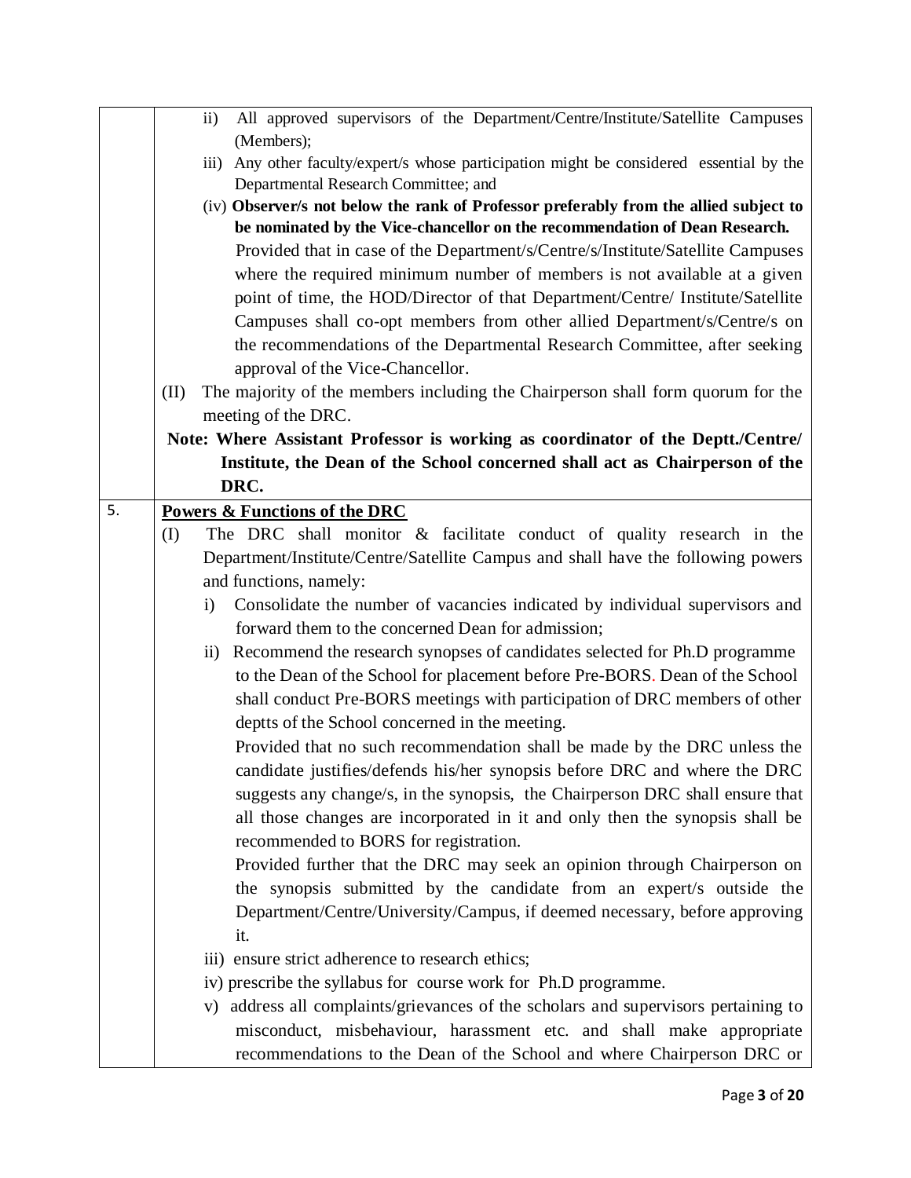| | |
|---|---|
| | ii) All approved supervisors of the Department/Centre/Institute/Satellite Campuses (Members);<br>iii) Any other faculty/expert/s whose participation might be considered essential by the Departmental Research Committee; and<br>(iv) **Observer/s not below the rank of Professor preferably from the allied subject to be nominated by the Vice-chancellor on the recommendation of Dean Research.**<br>Provided that in case of the Department/s/Centre/s/Institute/Satellite Campuses where the required minimum number of members is not available at a given point of time, the HOD/Director of that Department/Centre/ Institute/Satellite Campuses shall co-opt members from other allied Department/s/Centre/s on the recommendations of the Departmental Research Committee, after seeking approval of the Vice-Chancellor.<br>(II) The majority of the members including the Chairperson shall form quorum for the meeting of the DRC.<br>**Note: Where Assistant Professor is working as coordinator of the Deptt./Centre/ Institute, the Dean of the School concerned shall act as Chairperson of the DRC.** |
| 5. | **<u>Powers & Functions of the DRC</u>**<br>(I) The DRC shall monitor & facilitate conduct of quality research in the Department/Institute/Centre/Satellite Campus and shall have the following powers and functions, namely:<br>i) Consolidate the number of vacancies indicated by individual supervisors and forward them to the concerned Dean for admission;<br>ii) Recommend the research synopses of candidates selected for Ph.D programme to the Dean of the School for placement before Pre-BORS. Dean of the School shall conduct Pre-BORS meetings with participation of DRC members of other deptts of the School concerned in the meeting.<br>Provided that no such recommendation shall be made by the DRC unless the candidate justifies/defends his/her synopsis before DRC and where the DRC suggests any change/s, in the synopsis, the Chairperson DRC shall ensure that all those changes are incorporated in it and only then the synopsis shall be recommended to BORS for registration.<br>Provided further that the DRC may seek an opinion through Chairperson on the synopsis submitted by the candidate from an expert/s outside the Department/Centre/University/Campus, if deemed necessary, before approving it.<br>iii) ensure strict adherence to research ethics;<br>iv) prescribe the syllabus for course work for Ph.D programme.<br>v) address all complaints/grievances of the scholars and supervisors pertaining to misconduct, misbehaviour, harassment etc. and shall make appropriate recommendations to the Dean of the School and where Chairperson DRC or |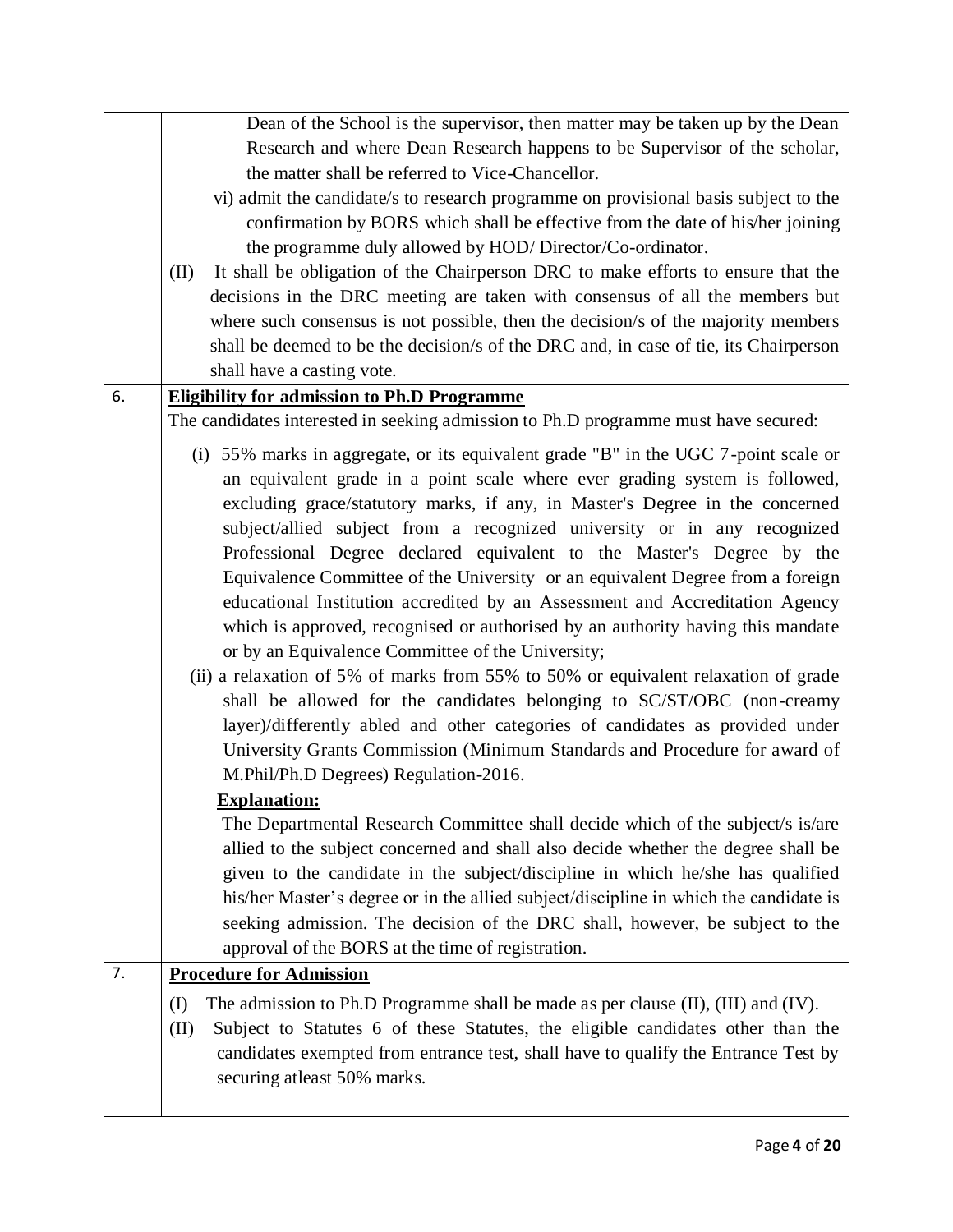| | |
|---|---|
| | Dean of the School is the supervisor, then matter may be taken up by the Dean Research and where Dean Research happens to be Supervisor of the scholar, the matter shall be referred to Vice-Chancellor.<br>vi) admit the candidate/s to research programme on provisional basis subject to the confirmation by BORS which shall be effective from the date of his/her joining the programme duly allowed by HOD/ Director/Co-ordinator.<br>(II) It shall be obligation of the Chairperson DRC to make efforts to ensure that the decisions in the DRC meeting are taken with consensus of all the members but where such consensus is not possible, then the decision/s of the majority members shall be deemed to be the decision/s of the DRC and, in case of tie, its Chairperson shall have a casting vote. |
| 6. | **Eligibility for admission to Ph.D Programme**<br>The candidates interested in seeking admission to Ph.D programme must have secured:<br>(i) 55% marks in aggregate, or its equivalent grade "B" in the UGC 7-point scale or an equivalent grade in a point scale where ever grading system is followed, excluding grace/statutory marks, if any, in Master's Degree in the concerned subject/allied subject from a recognized university or in any recognized Professional Degree declared equivalent to the Master's Degree by the Equivalence Committee of the University or an equivalent Degree from a foreign educational Institution accredited by an Assessment and Accreditation Agency which is approved, recognised or authorised by an authority having this mandate or by an Equivalence Committee of the University;<br>(ii) a relaxation of 5% of marks from 55% to 50% or equivalent relaxation of grade shall be allowed for the candidates belonging to SC/ST/OBC (non-creamy layer)/differently abled and other categories of candidates as provided under University Grants Commission (Minimum Standards and Procedure for award of M.Phil/Ph.D Degrees) Regulation-2016.<br>**Explanation:**<br>The Departmental Research Committee shall decide which of the subject/s is/are allied to the subject concerned and shall also decide whether the degree shall be given to the candidate in the subject/discipline in which he/she has qualified his/her Master's degree or in the allied subject/discipline in which the candidate is seeking admission. The decision of the DRC shall, however, be subject to the approval of the BORS at the time of registration. |
| 7. | **Procedure for Admission**<br>(I) The admission to Ph.D Programme shall be made as per clause (II), (III) and (IV).<br>(II) Subject to Statutes 6 of these Statutes, the eligible candidates other than the candidates exempted from entrance test, shall have to qualify the Entrance Test by securing atleast 50% marks. |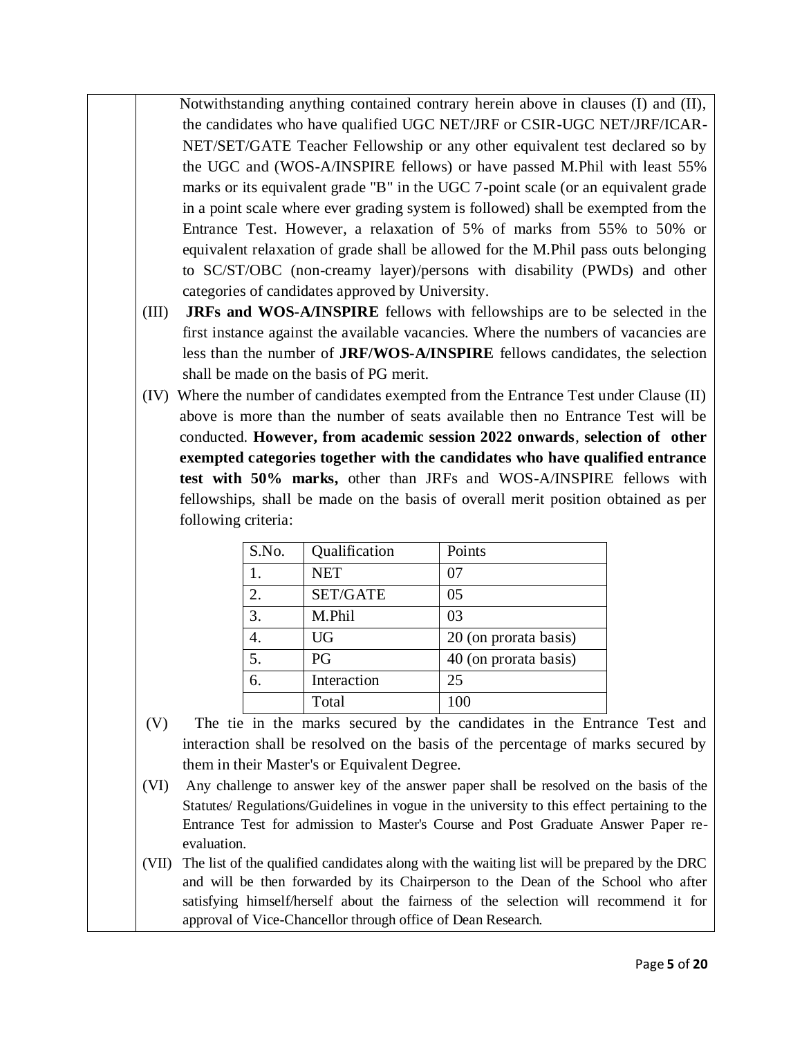Notwithstanding anything contained contrary herein above in clauses (I) and (II), the candidates who have qualified UGC NET/JRF or CSIR-UGC NET/JRF/ICAR-NET/SET/GATE Teacher Fellowship or any other equivalent test declared so by the UGC and (WOS-A/INSPIRE fellows) or have passed M.Phil with least 55% marks or its equivalent grade "B" in the UGC 7-point scale (or an equivalent grade in a point scale where ever grading system is followed) shall be exempted from the Entrance Test. However, a relaxation of 5% of marks from 55% to 50% or equivalent relaxation of grade shall be allowed for the M.Phil pass outs belonging to SC/ST/OBC (non-creamy layer)/persons with disability (PWDs) and other categories of candidates approved by University.

(III) **JRFs and WOS-A/INSPIRE** fellows with fellowships are to be selected in the first instance against the available vacancies. Where the numbers of vacancies are less than the number of **JRF/WOS-A/INSPIRE** fellows candidates, the selection shall be made on the basis of PG merit.

(IV) Where the number of candidates exempted from the Entrance Test under Clause (II) above is more than the number of seats available then no Entrance Test will be conducted. **However, from academic session 2022 onwards**, **selection of other exempted categories together with the candidates who have qualified entrance test with 50% marks,** other than JRFs and WOS-A/INSPIRE fellows with fellowships, shall be made on the basis of overall merit position obtained as per following criteria:

| S.No. | Qualification | Points |
|---|---|---|
| 1. | NET | 07 |
| 2. | SET/GATE | 05 |
| 3. | M.Phil | 03 |
| 4. | UG | 20 (on prorata basis) |
| 5. | PG | 40 (on prorata basis) |
| 6. | Interaction | 25 |
| | Total | 100 |

(V) The tie in the marks secured by the candidates in the Entrance Test and interaction shall be resolved on the basis of the percentage of marks secured by them in their Master's or Equivalent Degree.

(VI) Any challenge to answer key of the answer paper shall be resolved on the basis of the Statutes/ Regulations/Guidelines in vogue in the university to this effect pertaining to the Entrance Test for admission to Master's Course and Post Graduate Answer Paper re-evaluation.

(VII) The list of the qualified candidates along with the waiting list will be prepared by the DRC and will be then forwarded by its Chairperson to the Dean of the School who after satisfying himself/herself about the fairness of the selection will recommend it for approval of Vice-Chancellor through office of Dean Research.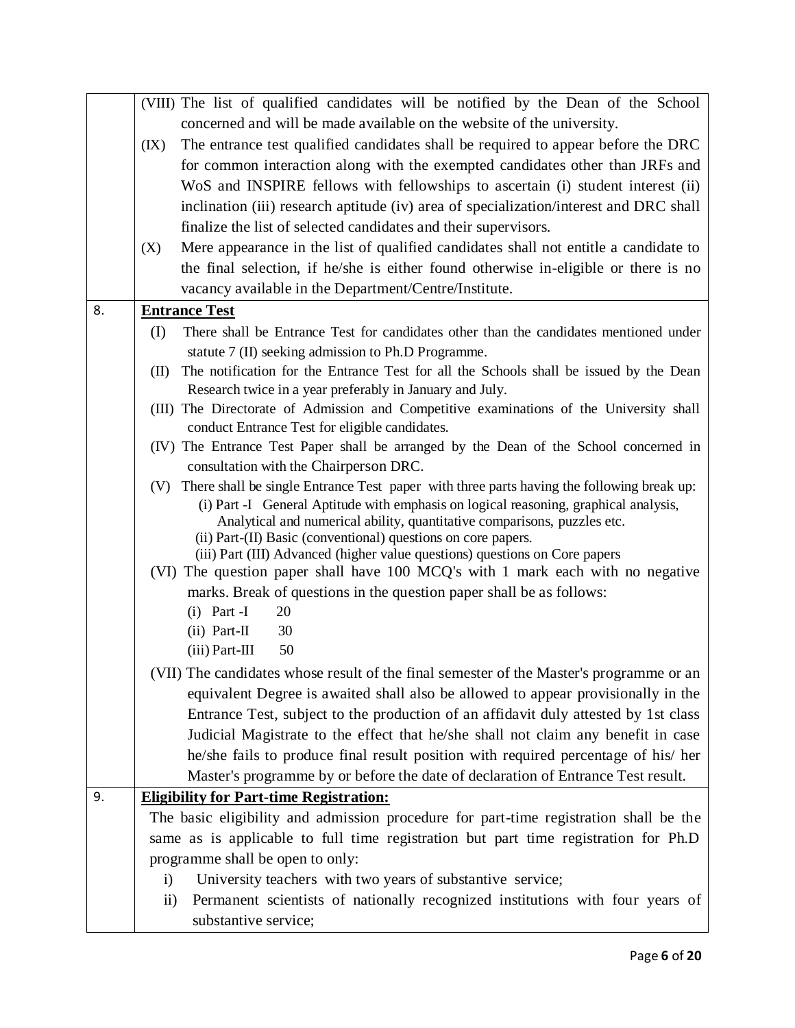| | |
|---|---|
| | (VIII) The list of qualified candidates will be notified by the Dean of the School concerned and will be made available on the website of the university.<br>(IX) The entrance test qualified candidates shall be required to appear before the DRC for common interaction along with the exempted candidates other than JRFs and WoS and INSPIRE fellows with fellowships to ascertain (i) student interest (ii) inclination (iii) research aptitude (iv) area of specialization/interest and DRC shall finalize the list of selected candidates and their supervisors.<br>(X) Mere appearance in the list of qualified candidates shall not entitle a candidate to the final selection, if he/she is either found otherwise in-eligible or there is no vacancy available in the Department/Centre/Institute. |
| 8. | **Entrance Test**<br>(I) There shall be Entrance Test for candidates other than the candidates mentioned under statute 7 (II) seeking admission to Ph.D Programme.<br>(II) The notification for the Entrance Test for all the Schools shall be issued by the Dean Research twice in a year preferably in January and July.<br>(III) The Directorate of Admission and Competitive examinations of the University shall conduct Entrance Test for eligible candidates.<br>(IV) The Entrance Test Paper shall be arranged by the Dean of the School concerned in consultation with the Chairperson DRC.<br>(V) There shall be single Entrance Test paper with three parts having the following break up:<br>(i) Part -I General Aptitude with emphasis on logical reasoning, graphical analysis, Analytical and numerical ability, quantitative comparisons, puzzles etc.<br>(ii) Part-(II) Basic (conventional) questions on core papers.<br>(iii) Part (III) Advanced (higher value questions) questions on Core papers<br>(VI) The question paper shall have 100 MCQ's with 1 mark each with no negative marks. Break of questions in the question paper shall be as follows:<br>(i) Part -I 20<br>(ii) Part-II 30<br>(iii) Part-III 50<br>(VII) The candidates whose result of the final semester of the Master's programme or an equivalent Degree is awaited shall also be allowed to appear provisionally in the Entrance Test, subject to the production of an affidavit duly attested by 1st class Judicial Magistrate to the effect that he/she shall not claim any benefit in case he/she fails to produce final result position with required percentage of his/ her Master's programme by or before the date of declaration of Entrance Test result. |
| 9. | **Eligibility for Part-time Registration:**<br>The basic eligibility and admission procedure for part-time registration shall be the same as is applicable to full time registration but part time registration for Ph.D programme shall be open to only:<br>i) University teachers with two years of substantive service;<br>ii) Permanent scientists of nationally recognized institutions with four years of substantive service; |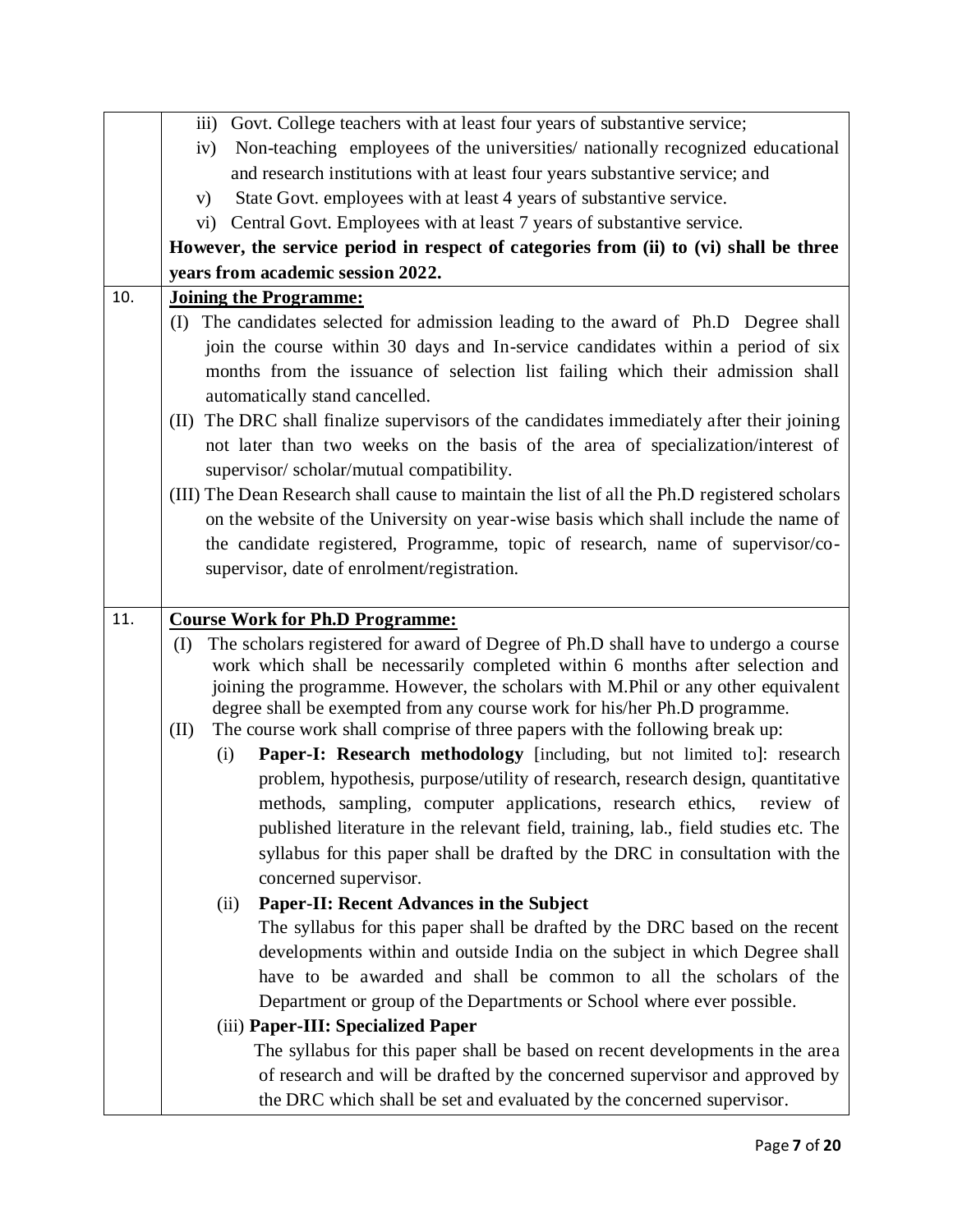| | |
|---|---|
| | iii) Govt. College teachers with at least four years of substantive service;<br>iv) Non-teaching employees of the universities/ nationally recognized educational and research institutions with at least four years substantive service; and<br>v) State Govt. employees with at least 4 years of substantive service.<br>vi) Central Govt. Employees with at least 7 years of substantive service.<br>**However, the service period in respect of categories from (ii) to (vi) shall be three years from academic session 2022.** |
| 10. | **<u>Joining the Programme:</u>**<br>(I) The candidates selected for admission leading to the award of Ph.D Degree shall join the course within 30 days and In-service candidates within a period of six months from the issuance of selection list failing which their admission shall automatically stand cancelled.<br>(II) The DRC shall finalize supervisors of the candidates immediately after their joining not later than two weeks on the basis of the area of specialization/interest of supervisor/ scholar/mutual compatibility.<br>(III) The Dean Research shall cause to maintain the list of all the Ph.D registered scholars on the website of the University on year-wise basis which shall include the name of the candidate registered, Programme, topic of research, name of supervisor/co-supervisor, date of enrolment/registration. |
| 11. | **<u>Course Work for Ph.D Programme:</u>**<br>(I) The scholars registered for award of Degree of Ph.D shall have to undergo a course work which shall be necessarily completed within 6 months after selection and joining the programme. However, the scholars with M.Phil or any other equivalent degree shall be exempted from any course work for his/her Ph.D programme.<br>(II) The course work shall comprise of three papers with the following break up:<br>(i) **Paper-I: Research methodology** [including, but not limited to]: research problem, hypothesis, purpose/utility of research, research design, quantitative methods, sampling, computer applications, research ethics, review of published literature in the relevant field, training, lab., field studies etc. The syllabus for this paper shall be drafted by the DRC in consultation with the concerned supervisor.<br>(ii) **Paper-II: Recent Advances in the Subject**<br>The syllabus for this paper shall be drafted by the DRC based on the recent developments within and outside India on the subject in which Degree shall have to be awarded and shall be common to all the scholars of the Department or group of the Departments or School where ever possible.<br>(iii) **Paper-III: Specialized Paper**<br>The syllabus for this paper shall be based on recent developments in the area of research and will be drafted by the concerned supervisor and approved by the DRC which shall be set and evaluated by the concerned supervisor. |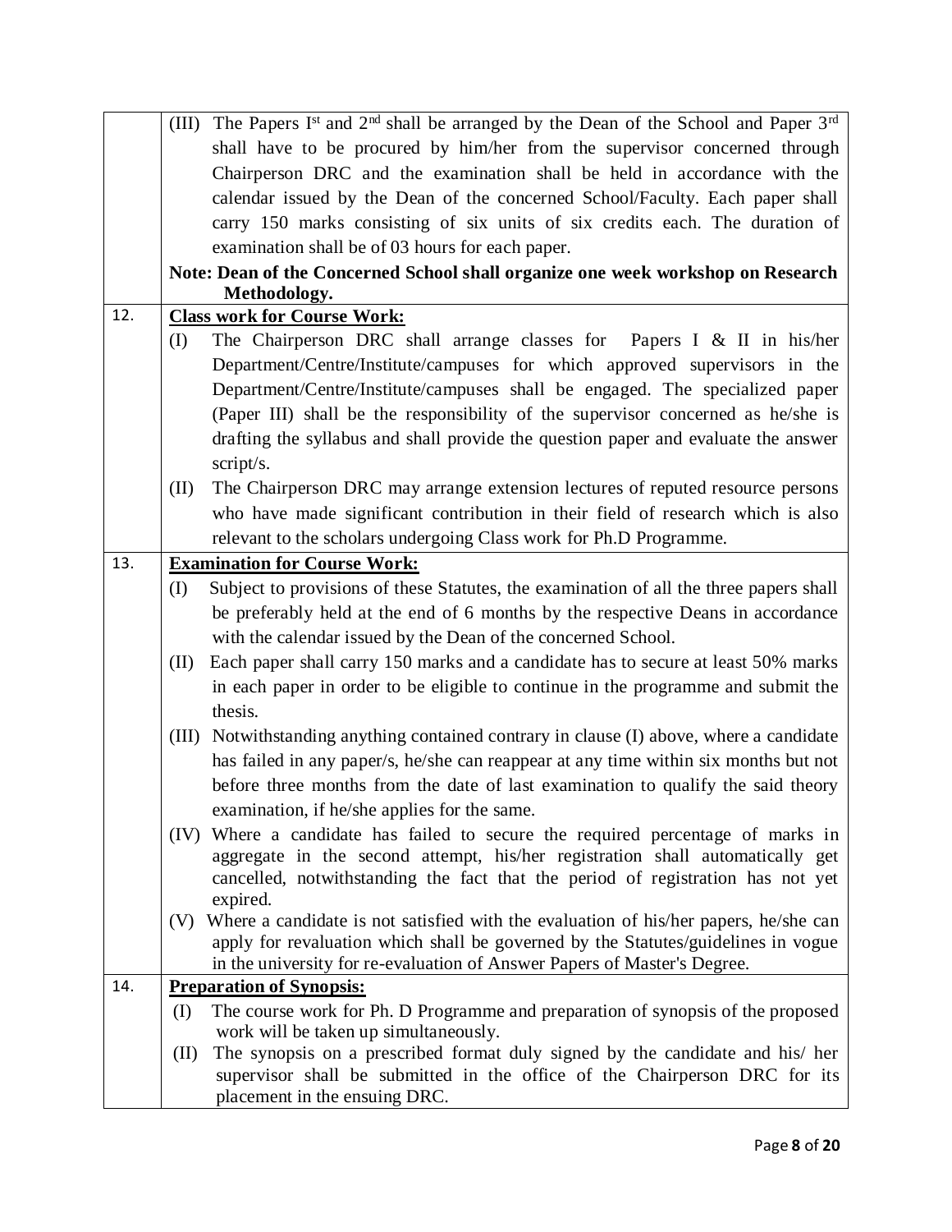| | |
|---|---|
| | (III) The Papers I[st] and 2[nd] shall be arranged by the Dean of the School and Paper 3[rd] shall have to be procured by him/her from the supervisor concerned through Chairperson DRC and the examination shall be held in accordance with the calendar issued by the Dean of the concerned School/Faculty. Each paper shall carry 150 marks consisting of six units of six credits each. The duration of examination shall be of 03 hours for each paper.<br>**Note: Dean of the Concerned School shall organize one week workshop on Research Methodology.** |
| 12. | **Class work for Course Work:**<br>(I) The Chairperson DRC shall arrange classes for Papers I & II in his/her Department/Centre/Institute/campuses for which approved supervisors in the Department/Centre/Institute/campuses shall be engaged. The specialized paper (Paper III) shall be the responsibility of the supervisor concerned as he/she is drafting the syllabus and shall provide the question paper and evaluate the answer script/s.<br>(II) The Chairperson DRC may arrange extension lectures of reputed resource persons who have made significant contribution in their field of research which is also relevant to the scholars undergoing Class work for Ph.D Programme. |
| 13. | **Examination for Course Work:**<br>(I) Subject to provisions of these Statutes, the examination of all the three papers shall be preferably held at the end of 6 months by the respective Deans in accordance with the calendar issued by the Dean of the concerned School.<br>(II) Each paper shall carry 150 marks and a candidate has to secure at least 50% marks in each paper in order to be eligible to continue in the programme and submit the thesis.<br>(III) Notwithstanding anything contained contrary in clause (I) above, where a candidate has failed in any paper/s, he/she can reappear at any time within six months but not before three months from the date of last examination to qualify the said theory examination, if he/she applies for the same.<br>(IV) Where a candidate has failed to secure the required percentage of marks in aggregate in the second attempt, his/her registration shall automatically get cancelled, notwithstanding the fact that the period of registration has not yet expired.<br>(V) Where a candidate is not satisfied with the evaluation of his/her papers, he/she can apply for revaluation which shall be governed by the Statutes/guidelines in vogue in the university for re-evaluation of Answer Papers of Master's Degree. |
| 14. | **Preparation of Synopsis:**<br>(I) The course work for Ph. D Programme and preparation of synopsis of the proposed work will be taken up simultaneously.<br>(II) The synopsis on a prescribed format duly signed by the candidate and his/ her supervisor shall be submitted in the office of the Chairperson DRC for its placement in the ensuing DRC. |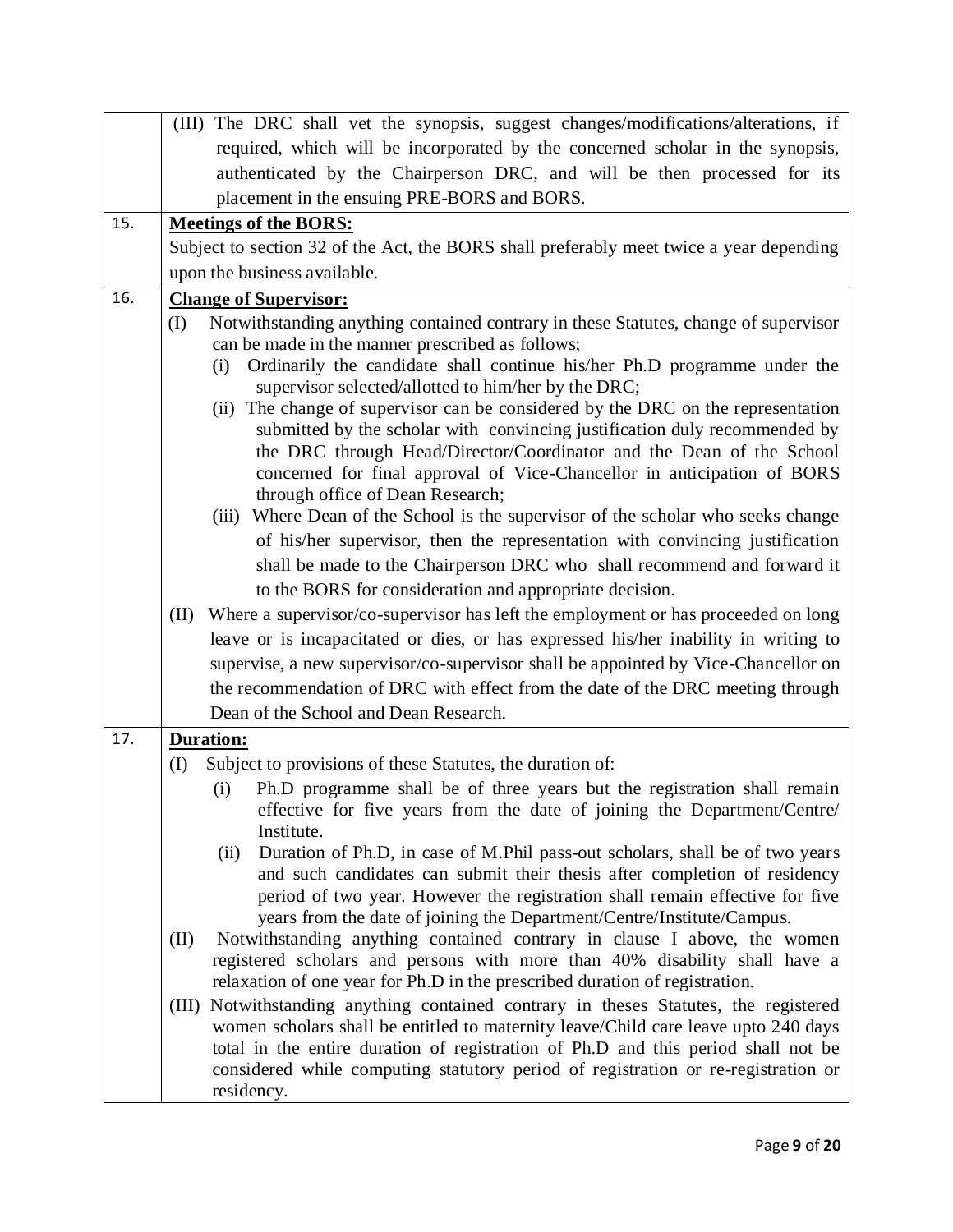| | |
|---|---|
| | (III) The DRC shall vet the synopsis, suggest changes/modifications/alterations, if required, which will be incorporated by the concerned scholar in the synopsis, authenticated by the Chairperson DRC, and will be then processed for its placement in the ensuing PRE-BORS and BORS. |
| 15. | **Meetings of the BORS:**<br>Subject to section 32 of the Act, the BORS shall preferably meet twice a year depending upon the business available. |
| 16. | **Change of Supervisor:**<br>(I) Notwithstanding anything contained contrary in these Statutes, change of supervisor can be made in the manner prescribed as follows;<br>(i) Ordinarily the candidate shall continue his/her Ph.D programme under the supervisor selected/allotted to him/her by the DRC;<br>(ii) The change of supervisor can be considered by the DRC on the representation submitted by the scholar with convincing justification duly recommended by the DRC through Head/Director/Coordinator and the Dean of the School concerned for final approval of Vice-Chancellor in anticipation of BORS through office of Dean Research;<br>(iii) Where Dean of the School is the supervisor of the scholar who seeks change of his/her supervisor, then the representation with convincing justification shall be made to the Chairperson DRC who shall recommend and forward it to the BORS for consideration and appropriate decision.<br>(II) Where a supervisor/co-supervisor has left the employment or has proceeded on long leave or is incapacitated or dies, or has expressed his/her inability in writing to supervise, a new supervisor/co-supervisor shall be appointed by Vice-Chancellor on the recommendation of DRC with effect from the date of the DRC meeting through Dean of the School and Dean Research. |
| 17. | **Duration:**<br>(I) Subject to provisions of these Statutes, the duration of:<br>(i) Ph.D programme shall be of three years but the registration shall remain effective for five years from the date of joining the Department/Centre/ Institute.<br>(ii) Duration of Ph.D, in case of M.Phil pass-out scholars, shall be of two years and such candidates can submit their thesis after completion of residency period of two year. However the registration shall remain effective for five years from the date of joining the Department/Centre/Institute/Campus.<br>(II) Notwithstanding anything contained contrary in clause I above, the women registered scholars and persons with more than 40% disability shall have a relaxation of one year for Ph.D in the prescribed duration of registration.<br>(III) Notwithstanding anything contained contrary in theses Statutes, the registered women scholars shall be entitled to maternity leave/Child care leave upto 240 days total in the entire duration of registration of Ph.D and this period shall not be considered while computing statutory period of registration or re-registration or residency. |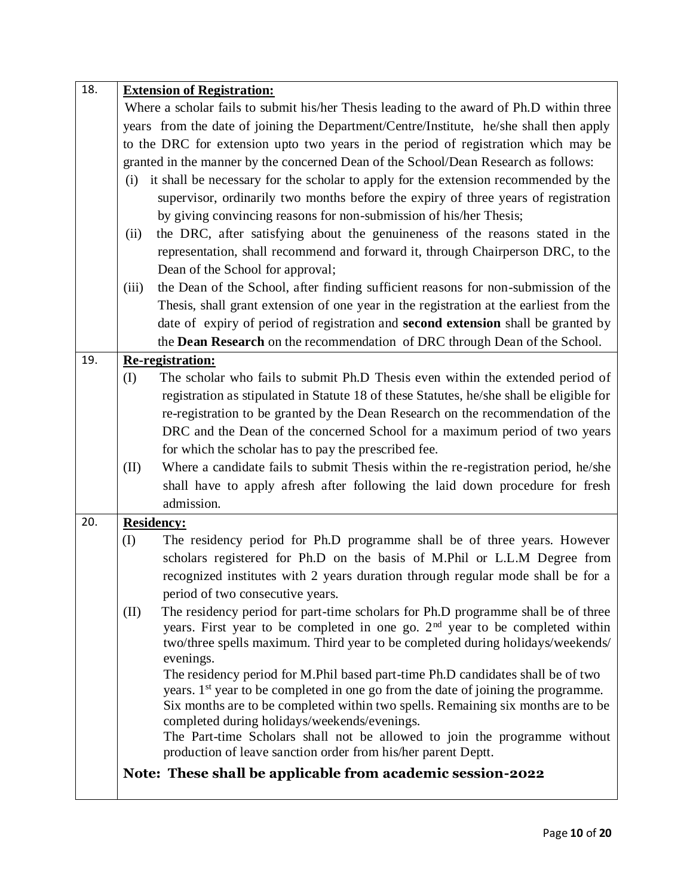| | |
|---|---|
| 18. | **Extension of Registration:**<br>Where a scholar fails to submit his/her Thesis leading to the award of Ph.D within three years from the date of joining the Department/Centre/Institute, he/she shall then apply to the DRC for extension upto two years in the period of registration which may be granted in the manner by the concerned Dean of the School/Dean Research as follows:<br>(i) it shall be necessary for the scholar to apply for the extension recommended by the supervisor, ordinarily two months before the expiry of three years of registration by giving convincing reasons for non-submission of his/her Thesis;<br>(ii) the DRC, after satisfying about the genuineness of the reasons stated in the representation, shall recommend and forward it, through Chairperson DRC, to the Dean of the School for approval;<br>(iii) the Dean of the School, after finding sufficient reasons for non-submission of the Thesis, shall grant extension of one year in the registration at the earliest from the date of expiry of period of registration and **second extension** shall be granted by the **Dean Research** on the recommendation of DRC through Dean of the School. |
| 19. | **Re-registration:**<br>(I) The scholar who fails to submit Ph.D Thesis even within the extended period of registration as stipulated in Statute 18 of these Statutes, he/she shall be eligible for re-registration to be granted by the Dean Research on the recommendation of the DRC and the Dean of the concerned School for a maximum period of two years for which the scholar has to pay the prescribed fee.<br>(II) Where a candidate fails to submit Thesis within the re-registration period, he/she shall have to apply afresh after following the laid down procedure for fresh admission. |
| 20. | **Residency:**<br>(I) The residency period for Ph.D programme shall be of three years. However scholars registered for Ph.D on the basis of M.Phil or L.L.M Degree from recognized institutes with 2 years duration through regular mode shall be for a period of two consecutive years.<br>(II) The residency period for part-time scholars for Ph.D programme shall be of three years. First year to be completed in one go. 2nd year to be completed within two/three spells maximum. Third year to be completed during holidays/weekends/ evenings.<br>The residency period for M.Phil based part-time Ph.D candidates shall be of two years. 1st year to be completed in one go from the date of joining the programme. Six months are to be completed within two spells. Remaining six months are to be completed during holidays/weekends/evenings.<br>The Part-time Scholars shall not be allowed to join the programme without production of leave sanction order from his/her parent Deptt.<br>**Note: These shall be applicable from academic session-2022** |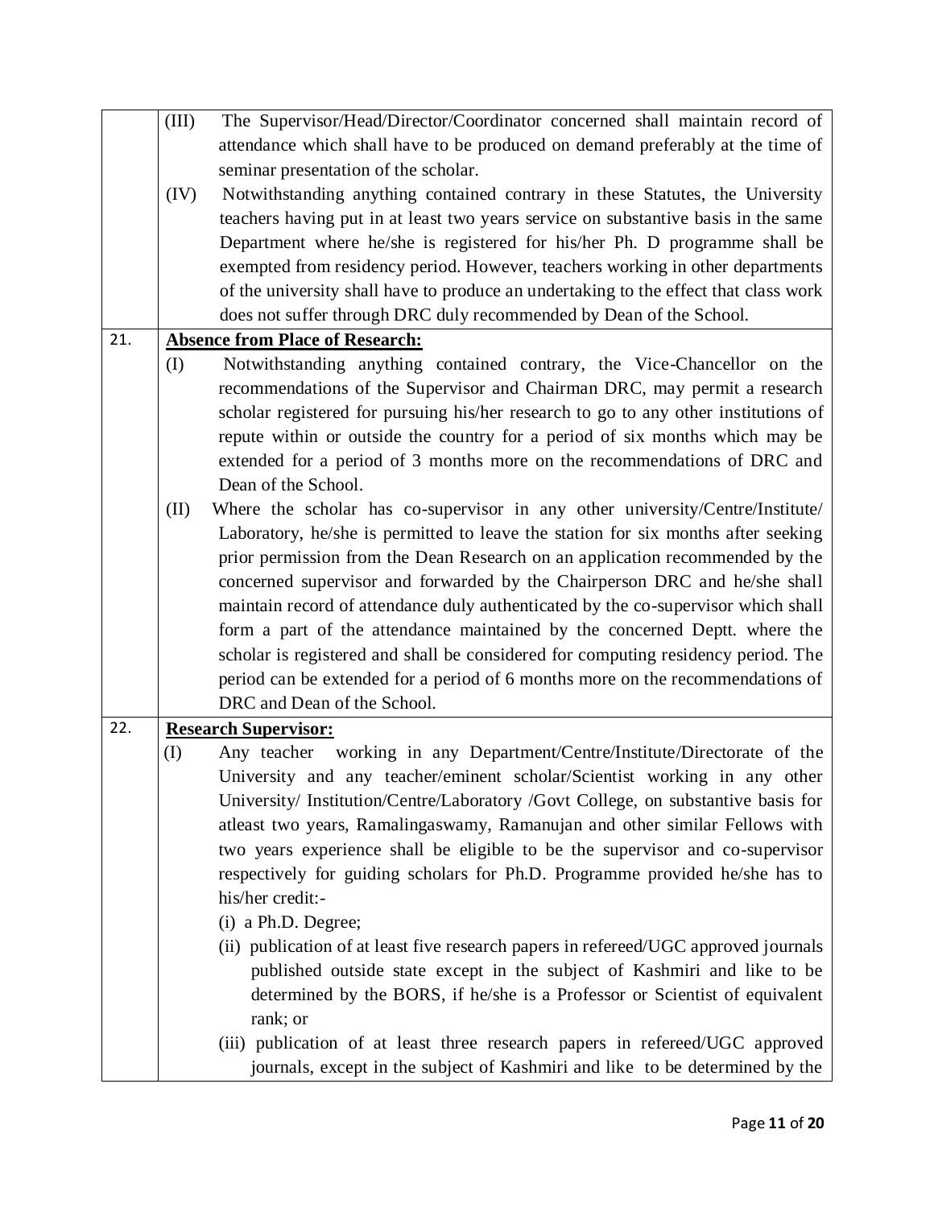| | |
|---|---|
| | (III) The Supervisor/Head/Director/Coordinator concerned shall maintain record of attendance which shall have to be produced on demand preferably at the time of seminar presentation of the scholar.<br>(IV) Notwithstanding anything contained contrary in these Statutes, the University teachers having put in at least two years service on substantive basis in the same Department where he/she is registered for his/her Ph. D programme shall be exempted from residency period. However, teachers working in other departments of the university shall have to produce an undertaking to the effect that class work does not suffer through DRC duly recommended by Dean of the School. |
| 21. | **<u>Absence from Place of Research:</u>**<br>(I) Notwithstanding anything contained contrary, the Vice-Chancellor on the recommendations of the Supervisor and Chairman DRC, may permit a research scholar registered for pursuing his/her research to go to any other institutions of repute within or outside the country for a period of six months which may be extended for a period of 3 months more on the recommendations of DRC and Dean of the School.<br>(II) Where the scholar has co-supervisor in any other university/Centre/Institute/ Laboratory, he/she is permitted to leave the station for six months after seeking prior permission from the Dean Research on an application recommended by the concerned supervisor and forwarded by the Chairperson DRC and he/she shall maintain record of attendance duly authenticated by the co-supervisor which shall form a part of the attendance maintained by the concerned Deptt. where the scholar is registered and shall be considered for computing residency period. The period can be extended for a period of 6 months more on the recommendations of DRC and Dean of the School. |
| 22. | **<u>Research Supervisor:</u>**<br>(I) Any teacher working in any Department/Centre/Institute/Directorate of the University and any teacher/eminent scholar/Scientist working in any other University/ Institution/Centre/Laboratory /Govt College, on substantive basis for atleast two years, Ramalingaswamy, Ramanujan and other similar Fellows with two years experience shall be eligible to be the supervisor and co-supervisor respectively for guiding scholars for Ph.D. Programme provided he/she has to his/her credit:-<br>(i) a Ph.D. Degree;<br>(ii) publication of at least five research papers in refereed/UGC approved journals published outside state except in the subject of Kashmiri and like to be determined by the BORS, if he/she is a Professor or Scientist of equivalent rank; or<br>(iii) publication of at least three research papers in refereed/UGC approved journals, except in the subject of Kashmiri and like to be determined by the |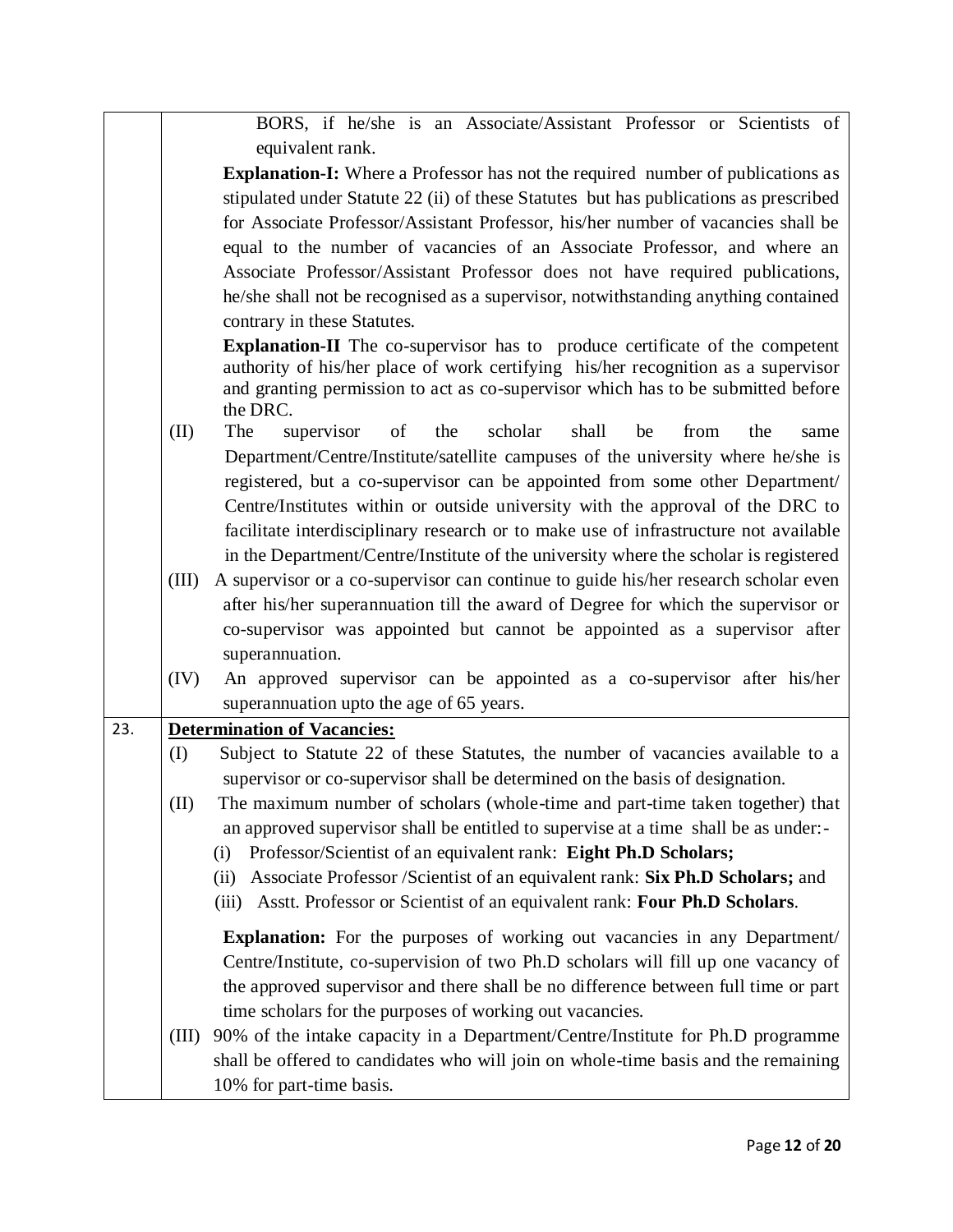|  |  |
| --- | --- |
|  | BORS, if he/she is an Associate/Assistant Professor or Scientists of equivalent rank.<br><br>**Explanation-I:** Where a Professor has not the required number of publications as stipulated under Statute 22 (ii) of these Statutes but has publications as prescribed for Associate Professor/Assistant Professor, his/her number of vacancies shall be equal to the number of vacancies of an Associate Professor, and where an Associate Professor/Assistant Professor does not have required publications, he/she shall not be recognised as a supervisor, notwithstanding anything contained contrary in these Statutes.<br><br>**Explanation-II** The co-supervisor has to produce certificate of the competent authority of his/her place of work certifying his/her recognition as a supervisor and granting permission to act as co-supervisor which has to be submitted before the DRC.<br><br>(II) The supervisor of the scholar shall be from the same Department/Centre/Institute/satellite campuses of the university where he/she is registered, but a co-supervisor can be appointed from some other Department/ Centre/Institutes within or outside university with the approval of the DRC to facilitate interdisciplinary research or to make use of infrastructure not available in the Department/Centre/Institute of the university where the scholar is registered<br><br>(III) A supervisor or a co-supervisor can continue to guide his/her research scholar even after his/her superannuation till the award of Degree for which the supervisor or co-supervisor was appointed but cannot be appointed as a supervisor after superannuation.<br><br>(IV) An approved supervisor can be appointed as a co-supervisor after his/her superannuation upto the age of 65 years. |
| 23. | **<u>Determination of Vacancies:</u>**<br><br>(I) Subject to Statute 22 of these Statutes, the number of vacancies available to a supervisor or co-supervisor shall be determined on the basis of designation.<br><br>(II) The maximum number of scholars (whole-time and part-time taken together) that an approved supervisor shall be entitled to supervise at a time shall be as under:-<br>(i) Professor/Scientist of an equivalent rank: **Eight Ph.D Scholars;**<br>(ii) Associate Professor /Scientist of an equivalent rank: **Six Ph.D Scholars;** and<br>(iii) Asstt. Professor or Scientist of an equivalent rank: **Four Ph.D Scholars**.<br><br>**Explanation:** For the purposes of working out vacancies in any Department/ Centre/Institute, co-supervision of two Ph.D scholars will fill up one vacancy of the approved supervisor and there shall be no difference between full time or part time scholars for the purposes of working out vacancies.<br><br>(III) 90% of the intake capacity in a Department/Centre/Institute for Ph.D programme shall be offered to candidates who will join on whole-time basis and the remaining 10% for part-time basis. |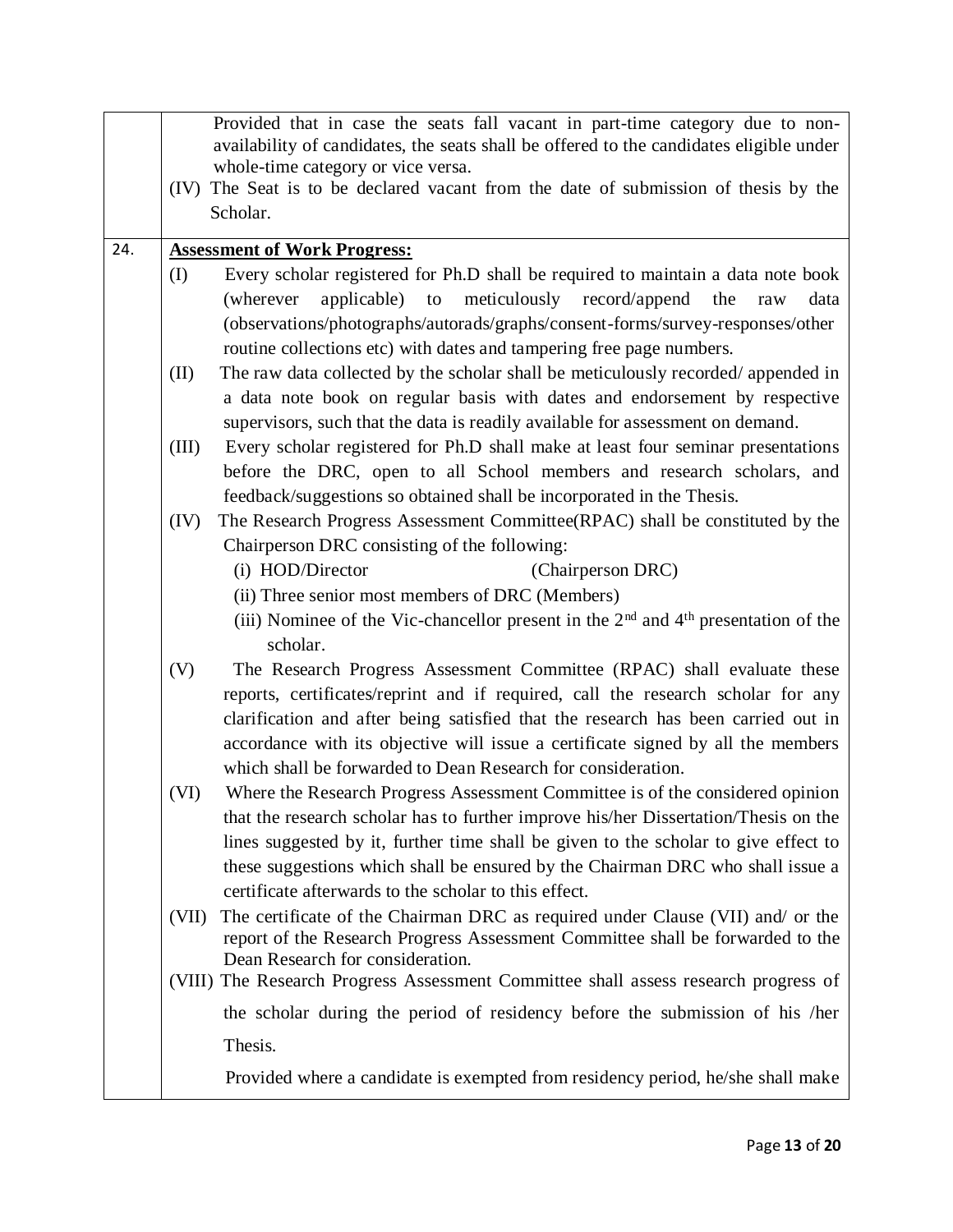| | |
|---|---|
| | Provided that in case the seats fall vacant in part-time category due to non-availability of candidates, the seats shall be offered to the candidates eligible under whole-time category or vice versa.<br>(IV) The Seat is to be declared vacant from the date of submission of thesis by the Scholar. |
| 24. | **Assessment of Work Progress:**<br>(I) Every scholar registered for Ph.D shall be required to maintain a data note book (wherever applicable) to meticulously record/append the raw data (observations/photographs/autorads/graphs/consent-forms/survey-responses/other routine collections etc) with dates and tampering free page numbers.<br>(II) The raw data collected by the scholar shall be meticulously recorded/ appended in a data note book on regular basis with dates and endorsement by respective supervisors, such that the data is readily available for assessment on demand.<br>(III) Every scholar registered for Ph.D shall make at least four seminar presentations before the DRC, open to all School members and research scholars, and feedback/suggestions so obtained shall be incorporated in the Thesis.<br>(IV) The Research Progress Assessment Committee(RPAC) shall be constituted by the Chairperson DRC consisting of the following:<br>(i) HOD/Director (Chairperson DRC)<br>(ii) Three senior most members of DRC (Members)<br>(iii) Nominee of the Vic-chancellor present in the 2nd and 4th presentation of the scholar.<br>(V) The Research Progress Assessment Committee (RPAC) shall evaluate these reports, certificates/reprint and if required, call the research scholar for any clarification and after being satisfied that the research has been carried out in accordance with its objective will issue a certificate signed by all the members which shall be forwarded to Dean Research for consideration.<br>(VI) Where the Research Progress Assessment Committee is of the considered opinion that the research scholar has to further improve his/her Dissertation/Thesis on the lines suggested by it, further time shall be given to the scholar to give effect to these suggestions which shall be ensured by the Chairman DRC who shall issue a certificate afterwards to the scholar to this effect.<br>(VII) The certificate of the Chairman DRC as required under Clause (VII) and/ or the report of the Research Progress Assessment Committee shall be forwarded to the Dean Research for consideration.<br>(VIII) The Research Progress Assessment Committee shall assess research progress of the scholar during the period of residency before the submission of his /her Thesis.<br>Provided where a candidate is exempted from residency period, he/she shall make |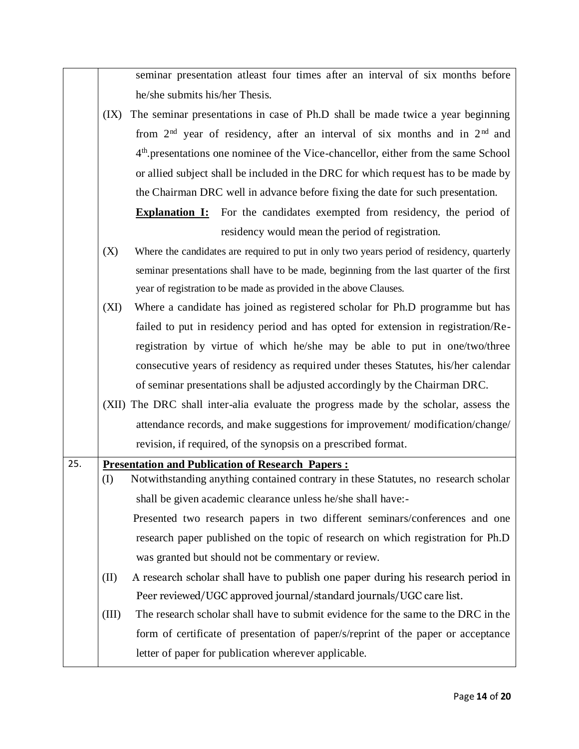| | |
|---|---|
| | seminar presentation atleast four times after an interval of six months before he/she submits his/her Thesis. |
| | (IX) The seminar presentations in case of Ph.D shall be made twice a year beginning from 2nd year of residency, after an interval of six months and in 2nd and 4th.presentations one nominee of the Vice-chancellor, either from the same School or allied subject shall be included in the DRC for which request has to be made by the Chairman DRC well in advance before fixing the date for such presentation. <br> **Explanation I:** For the candidates exempted from residency, the period of residency would mean the period of registration. |
| | (X) Where the candidates are required to put in only two years period of residency, quarterly seminar presentations shall have to be made, beginning from the last quarter of the first year of registration to be made as provided in the above Clauses. |
| | (XI) Where a candidate has joined as registered scholar for Ph.D programme but has failed to put in residency period and has opted for extension in registration/Re-registration by virtue of which he/she may be able to put in one/two/three consecutive years of residency as required under theses Statutes, his/her calendar of seminar presentations shall be adjusted accordingly by the Chairman DRC. |
| | (XII) The DRC shall inter-alia evaluate the progress made by the scholar, assess the attendance records, and make suggestions for improvement/ modification/change/ revision, if required, of the synopsis on a prescribed format. |
| 25. | **Presentation and Publication of Research Papers :** <br> (I) Notwithstanding anything contained contrary in these Statutes, no research scholar shall be given academic clearance unless he/she shall have:- <br> Presented two research papers in two different seminars/conferences and one research paper published on the topic of research on which registration for Ph.D was granted but should not be commentary or review. <br> (II) A research scholar shall have to publish one paper during his research period in Peer reviewed/UGC approved journal/standard journals/UGC care list. <br> (III) The research scholar shall have to submit evidence for the same to the DRC in the form of certificate of presentation of paper/s/reprint of the paper or acceptance letter of paper for publication wherever applicable. |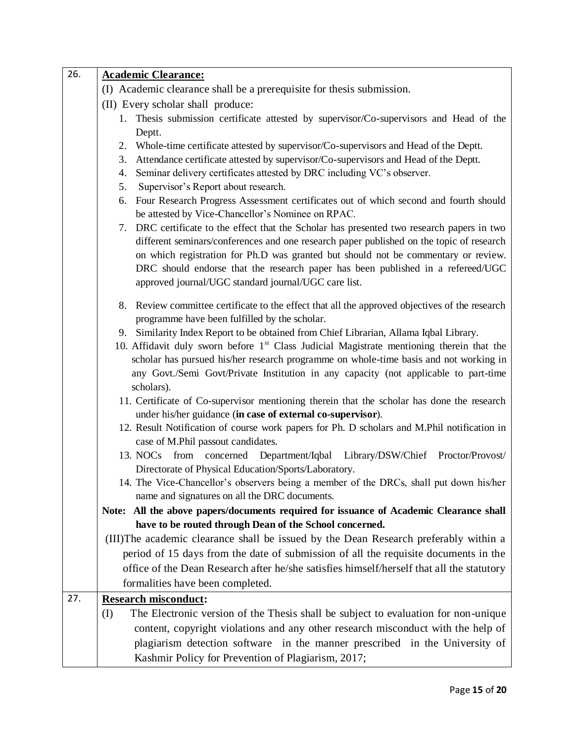| | |
|---|---|
| 26. | **Academic Clearance:** |
| | (I) Academic clearance shall be a prerequisite for thesis submission.<br>(II) Every scholar shall produce:<br>1. Thesis submission certificate attested by supervisor/Co-supervisors and Head of the Deptt.<br>2. Whole-time certificate attested by supervisor/Co-supervisors and Head of the Deptt.<br>3. Attendance certificate attested by supervisor/Co-supervisors and Head of the Deptt.<br>4. Seminar delivery certificates attested by DRC including VC's observer.<br>5. Supervisor's Report about research.<br>6. Four Research Progress Assessment certificates out of which second and fourth should be attested by Vice-Chancellor's Nominee on RPAC.<br>7. DRC certificate to the effect that the Scholar has presented two research papers in two different seminars/conferences and one research paper published on the topic of research on which registration for Ph.D was granted but should not be commentary or review. DRC should endorse that the research paper has been published in a refereed/UGC approved journal/UGC standard journal/UGC care list.<br>8. Review committee certificate to the effect that all the approved objectives of the research programme have been fulfilled by the scholar.<br>9. Similarity Index Report to be obtained from Chief Librarian, Allama Iqbal Library.<br>10. Affidavit duly sworn before 1st Class Judicial Magistrate mentioning therein that the scholar has pursued his/her research programme on whole-time basis and not working in any Govt./Semi Govt/Private Institution in any capacity (not applicable to part-time scholars).<br>11. Certificate of Co-supervisor mentioning therein that the scholar has done the research under his/her guidance (**in case of external co-supervisor**).<br>12. Result Notification of course work papers for Ph. D scholars and M.Phil notification in case of M.Phil passout candidates.<br>13. NOCs from concerned Department/Iqbal Library/DSW/Chief Proctor/Provost/ Directorate of Physical Education/Sports/Laboratory.<br>14. The Vice-Chancellor's observers being a member of the DRCs, shall put down his/her name and signatures on all the DRC documents.<br>**Note: All the above papers/documents required for issuance of Academic Clearance shall have to be routed through Dean of the School concerned.**<br>(III) The academic clearance shall be issued by the Dean Research preferably within a period of 15 days from the date of submission of all the requisite documents in the office of the Dean Research after he/she satisfies himself/herself that all the statutory formalities have been completed. |
| 27. | **Research misconduct:** |
| | (I) The Electronic version of the Thesis shall be subject to evaluation for non-unique content, copyright violations and any other research misconduct with the help of plagiarism detection software in the manner prescribed in the University of Kashmir Policy for Prevention of Plagiarism, 2017; |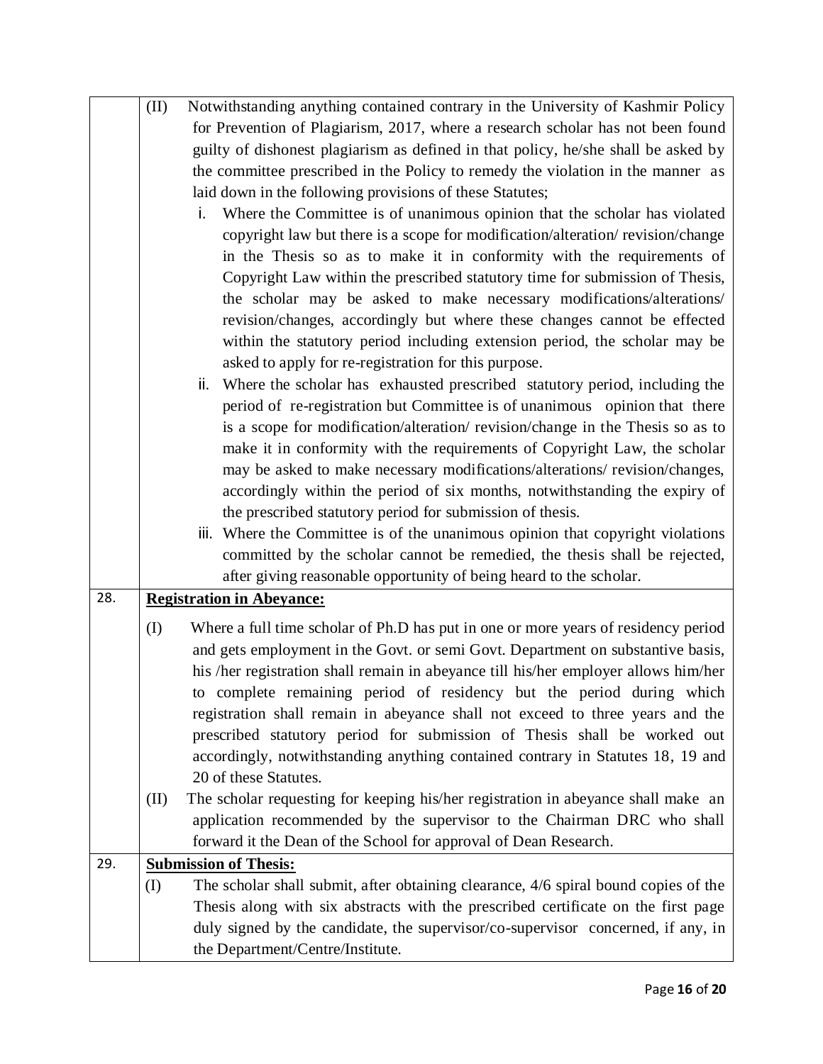| | |
|---|---|
| | (II) Notwithstanding anything contained contrary in the University of Kashmir Policy for Prevention of Plagiarism, 2017, where a research scholar has not been found guilty of dishonest plagiarism as defined in that policy, he/she shall be asked by the committee prescribed in the Policy to remedy the violation in the manner as laid down in the following provisions of these Statutes;<br>i. Where the Committee is of unanimous opinion that the scholar has violated copyright law but there is a scope for modification/alteration/ revision/change in the Thesis so as to make it in conformity with the requirements of Copyright Law within the prescribed statutory time for submission of Thesis, the scholar may be asked to make necessary modifications/alterations/ revision/changes, accordingly but where these changes cannot be effected within the statutory period including extension period, the scholar may be asked to apply for re-registration for this purpose.<br>ii. Where the scholar has exhausted prescribed statutory period, including the period of re-registration but Committee is of unanimous opinion that there is a scope for modification/alteration/ revision/change in the Thesis so as to make it in conformity with the requirements of Copyright Law, the scholar may be asked to make necessary modifications/alterations/ revision/changes, accordingly within the period of six months, notwithstanding the expiry of the prescribed statutory period for submission of thesis.<br>iii. Where the Committee is of the unanimous opinion that copyright violations committed by the scholar cannot be remedied, the thesis shall be rejected, after giving reasonable opportunity of being heard to the scholar. |
| 28. | **<u>Registration in Abeyance:</u>**<br>(I) Where a full time scholar of Ph.D has put in one or more years of residency period and gets employment in the Govt. or semi Govt. Department on substantive basis, his /her registration shall remain in abeyance till his/her employer allows him/her to complete remaining period of residency but the period during which registration shall remain in abeyance shall not exceed to three years and the prescribed statutory period for submission of Thesis shall be worked out accordingly, notwithstanding anything contained contrary in Statutes 18, 19 and 20 of these Statutes.<br>(II) The scholar requesting for keeping his/her registration in abeyance shall make an application recommended by the supervisor to the Chairman DRC who shall forward it the Dean of the School for approval of Dean Research. |
| 29. | **<u>Submission of Thesis:</u>**<br>(I) The scholar shall submit, after obtaining clearance, 4/6 spiral bound copies of the Thesis along with six abstracts with the prescribed certificate on the first page duly signed by the candidate, the supervisor/co-supervisor concerned, if any, in the Department/Centre/Institute. |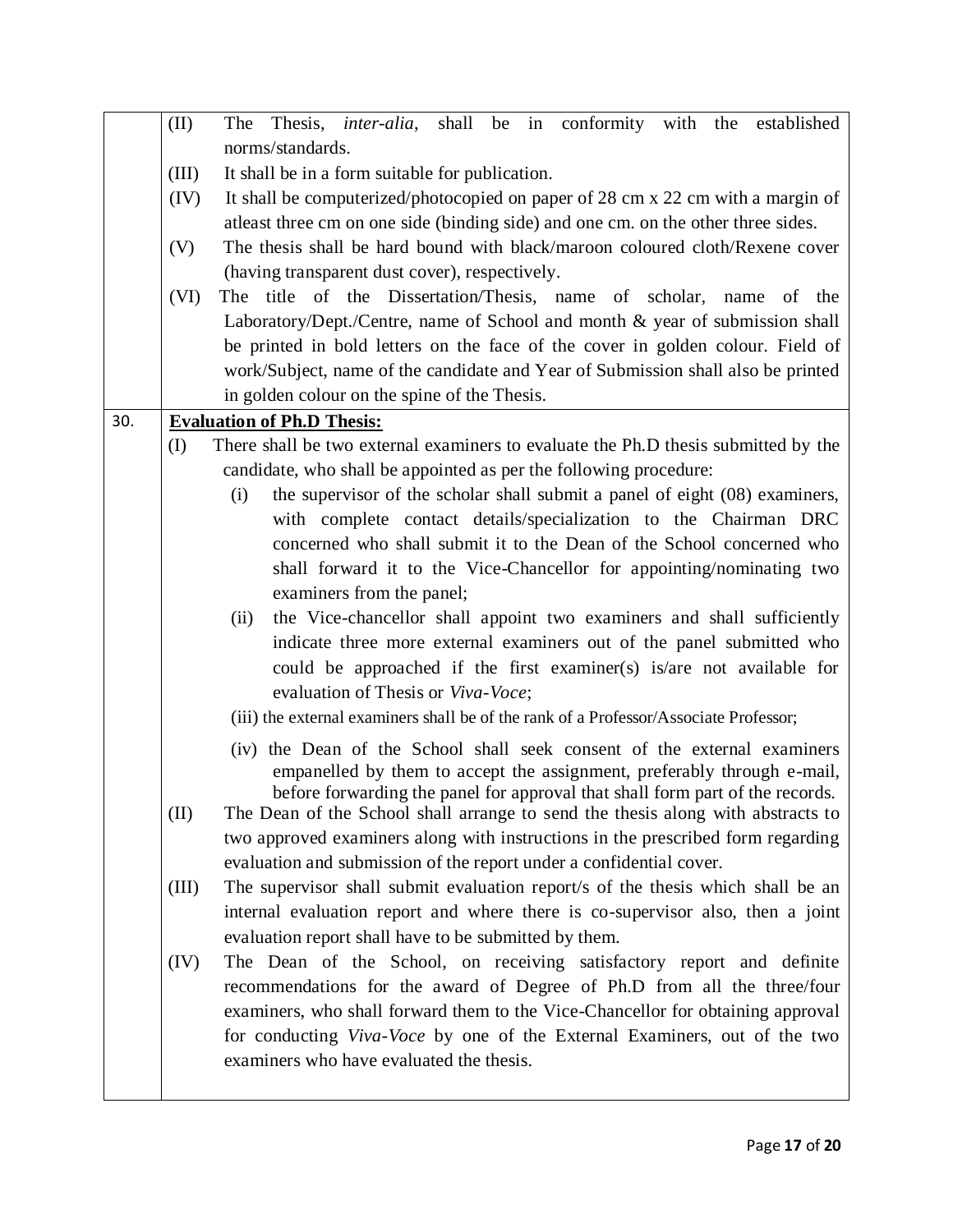| | |
|---|---|
| | (II) The Thesis, *inter-alia*, shall be in conformity with the established norms/standards.<br>(III) It shall be in a form suitable for publication.<br>(IV) It shall be computerized/photocopied on paper of 28 cm x 22 cm with a margin of atleast three cm on one side (binding side) and one cm. on the other three sides.<br>(V) The thesis shall be hard bound with black/maroon coloured cloth/Rexene cover (having transparent dust cover), respectively.<br>(VI) The title of the Dissertation/Thesis, name of scholar, name of the Laboratory/Dept./Centre, name of School and month & year of submission shall be printed in bold letters on the face of the cover in golden colour. Field of work/Subject, name of the candidate and Year of Submission shall also be printed in golden colour on the spine of the Thesis. |
| 30. | **Evaluation of Ph.D Thesis:**<br>(I) There shall be two external examiners to evaluate the Ph.D thesis submitted by the candidate, who shall be appointed as per the following procedure:<br>(i) the supervisor of the scholar shall submit a panel of eight (08) examiners, with complete contact details/specialization to the Chairman DRC concerned who shall submit it to the Dean of the School concerned who shall forward it to the Vice-Chancellor for appointing/nominating two examiners from the panel;<br>(ii) the Vice-chancellor shall appoint two examiners and shall sufficiently indicate three more external examiners out of the panel submitted who could be approached if the first examiner(s) is/are not available for evaluation of Thesis or *Viva-Voce*;<br>(iii) the external examiners shall be of the rank of a Professor/Associate Professor;<br>(iv) the Dean of the School shall seek consent of the external examiners empanelled by them to accept the assignment, preferably through e-mail, before forwarding the panel for approval that shall form part of the records.<br>(II) The Dean of the School shall arrange to send the thesis along with abstracts to two approved examiners along with instructions in the prescribed form regarding evaluation and submission of the report under a confidential cover.<br>(III) The supervisor shall submit evaluation report/s of the thesis which shall be an internal evaluation report and where there is co-supervisor also, then a joint evaluation report shall have to be submitted by them.<br>(IV) The Dean of the School, on receiving satisfactory report and definite recommendations for the award of Degree of Ph.D from all the three/four examiners, who shall forward them to the Vice-Chancellor for obtaining approval for conducting *Viva-Voce* by one of the External Examiners, out of the two examiners who have evaluated the thesis. |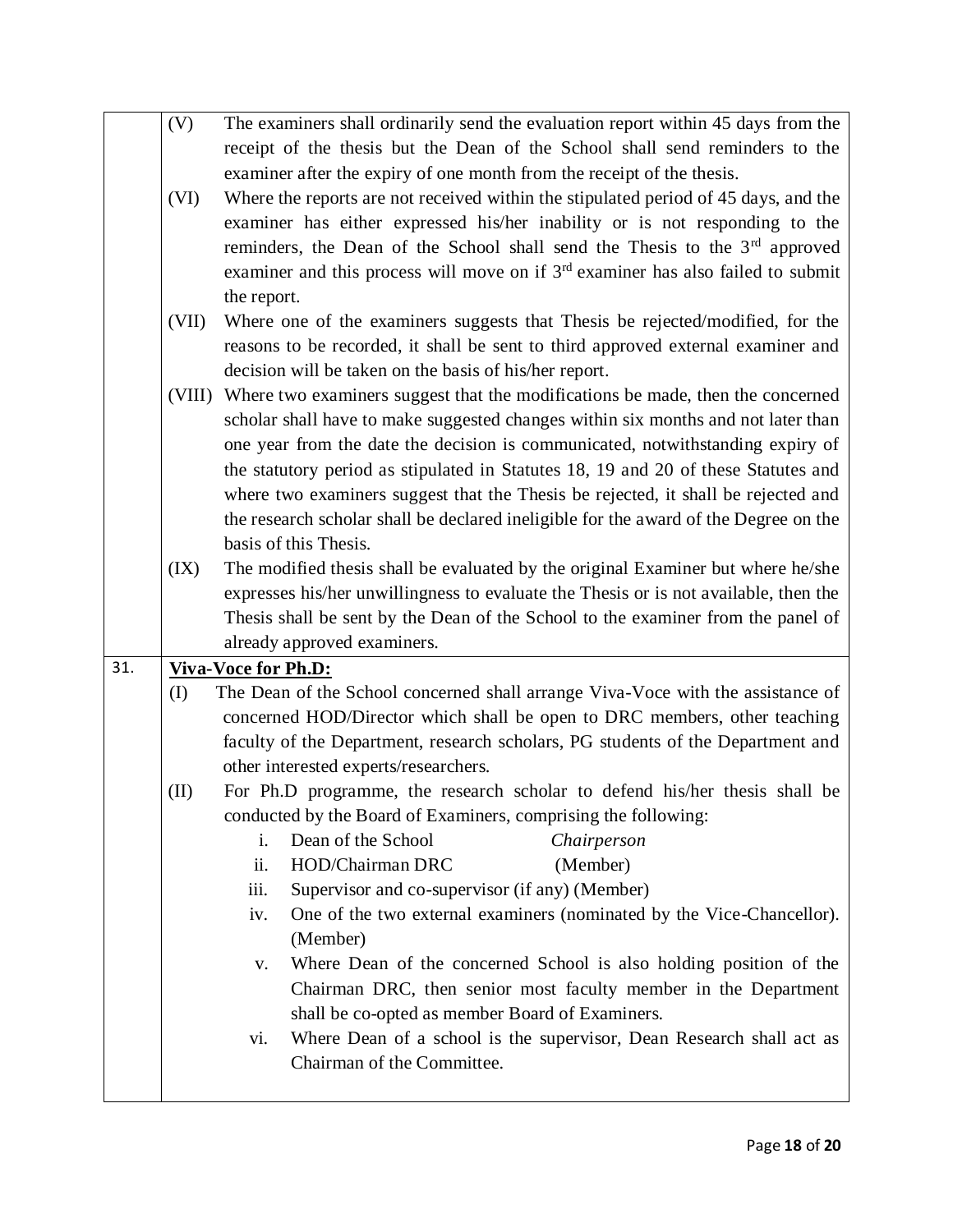(V) The examiners shall ordinarily send the evaluation report within 45 days from the receipt of the thesis but the Dean of the School shall send reminders to the examiner after the expiry of one month from the receipt of the thesis.

(VI) Where the reports are not received within the stipulated period of 45 days, and the examiner has either expressed his/her inability or is not responding to the reminders, the Dean of the School shall send the Thesis to the 3rd approved examiner and this process will move on if 3rd examiner has also failed to submit the report.

(VII) Where one of the examiners suggests that Thesis be rejected/modified, for the reasons to be recorded, it shall be sent to third approved external examiner and decision will be taken on the basis of his/her report.

(VIII) Where two examiners suggest that the modifications be made, then the concerned scholar shall have to make suggested changes within six months and not later than one year from the date the decision is communicated, notwithstanding expiry of the statutory period as stipulated in Statutes 18, 19 and 20 of these Statutes and where two examiners suggest that the Thesis be rejected, it shall be rejected and the research scholar shall be declared ineligible for the award of the Degree on the basis of this Thesis.

(IX) The modified thesis shall be evaluated by the original Examiner but where he/she expresses his/her unwillingness to evaluate the Thesis or is not available, then the Thesis shall be sent by the Dean of the School to the examiner from the panel of already approved examiners.

31. **Viva-Voce for Ph.D:**

(I) The Dean of the School concerned shall arrange Viva-Voce with the assistance of concerned HOD/Director which shall be open to DRC members, other teaching faculty of the Department, research scholars, PG students of the Department and other interested experts/researchers.

(II) For Ph.D programme, the research scholar to defend his/her thesis shall be conducted by the Board of Examiners, comprising the following:

i. Dean of the School *Chairperson*
ii. HOD/Chairman DRC (Member)
iii. Supervisor and co-supervisor (if any) (Member)
iv. One of the two external examiners (nominated by the Vice-Chancellor). (Member)
v. Where Dean of the concerned School is also holding position of the Chairman DRC, then senior most faculty member in the Department shall be co-opted as member Board of Examiners.
vi. Where Dean of a school is the supervisor, Dean Research shall act as Chairman of the Committee.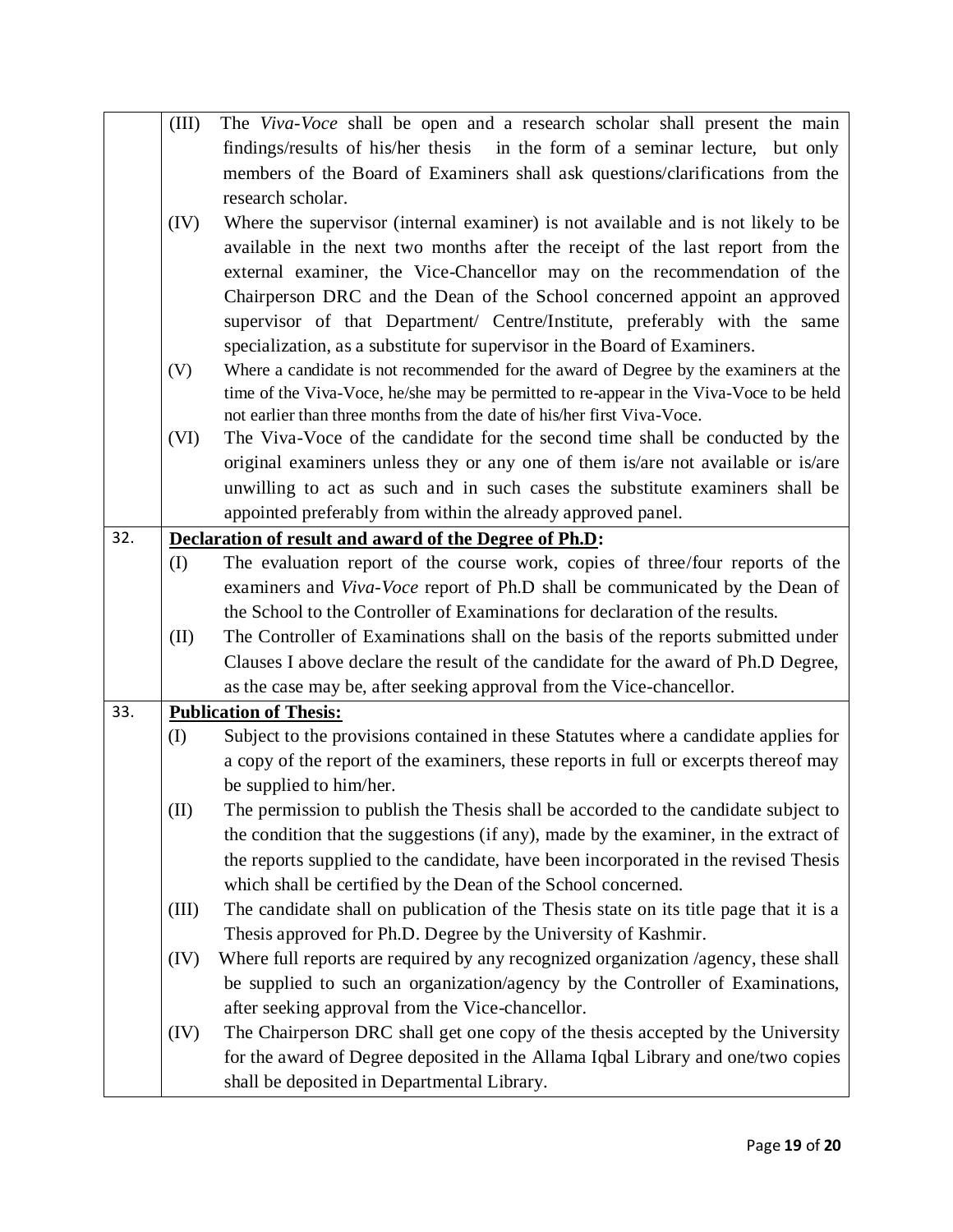|  |  |
|---|---|
|  | (III) The *Viva-Voce* shall be open and a research scholar shall present the main findings/results of his/her thesis in the form of a seminar lecture, but only members of the Board of Examiners shall ask questions/clarifications from the research scholar.<br>(IV) Where the supervisor (internal examiner) is not available and is not likely to be available in the next two months after the receipt of the last report from the external examiner, the Vice-Chancellor may on the recommendation of the Chairperson DRC and the Dean of the School concerned appoint an approved supervisor of that Department/ Centre/Institute, preferably with the same specialization, as a substitute for supervisor in the Board of Examiners.<br>(V) Where a candidate is not recommended for the award of Degree by the examiners at the time of the Viva-Voce, he/she may be permitted to re-appear in the Viva-Voce to be held not earlier than three months from the date of his/her first Viva-Voce.<br>(VI) The Viva-Voce of the candidate for the second time shall be conducted by the original examiners unless they or any one of them is/are not available or is/are unwilling to act as such and in such cases the substitute examiners shall be appointed preferably from within the already approved panel. |
| 32. | **<u>Declaration of result and award of the Degree of Ph.D</u>:**<br>(I) The evaluation report of the course work, copies of three/four reports of the examiners and *Viva-Voce* report of Ph.D shall be communicated by the Dean of the School to the Controller of Examinations for declaration of the results.<br>(II) The Controller of Examinations shall on the basis of the reports submitted under Clauses I above declare the result of the candidate for the award of Ph.D Degree, as the case may be, after seeking approval from the Vice-chancellor. |
| 33. | **<u>Publication of Thesis:</u>**<br>(I) Subject to the provisions contained in these Statutes where a candidate applies for a copy of the report of the examiners, these reports in full or excerpts thereof may be supplied to him/her.<br>(II) The permission to publish the Thesis shall be accorded to the candidate subject to the condition that the suggestions (if any), made by the examiner, in the extract of the reports supplied to the candidate, have been incorporated in the revised Thesis which shall be certified by the Dean of the School concerned.<br>(III) The candidate shall on publication of the Thesis state on its title page that it is a Thesis approved for Ph.D. Degree by the University of Kashmir.<br>(IV) Where full reports are required by any recognized organization /agency, these shall be supplied to such an organization/agency by the Controller of Examinations, after seeking approval from the Vice-chancellor.<br>(IV) The Chairperson DRC shall get one copy of the thesis accepted by the University for the award of Degree deposited in the Allama Iqbal Library and one/two copies shall be deposited in Departmental Library. |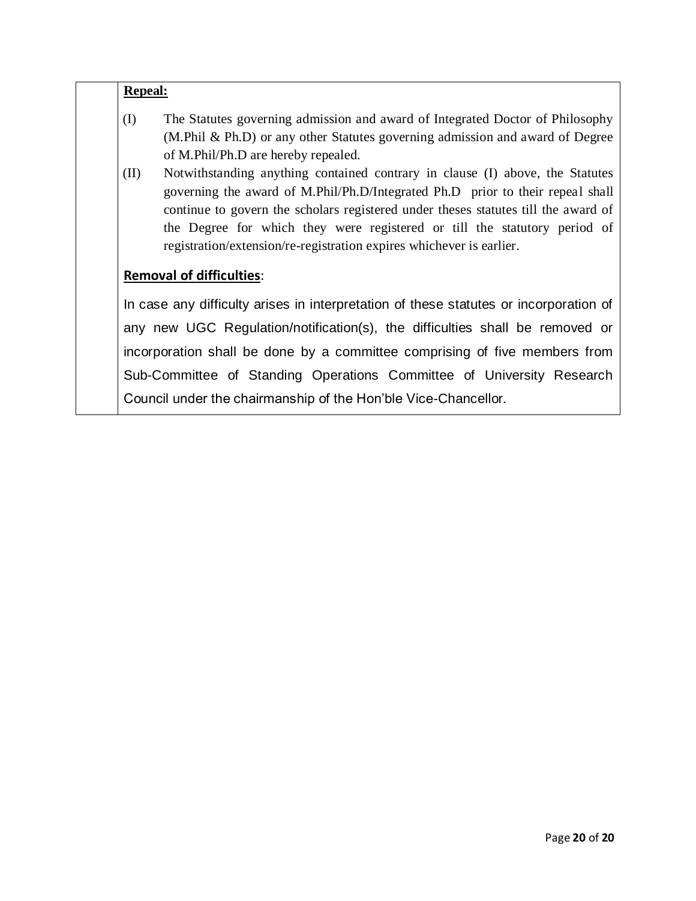**Repeal:**

(I) The Statutes governing admission and award of Integrated Doctor of Philosophy (M.Phil & Ph.D) or any other Statutes governing admission and award of Degree of M.Phil/Ph.D are hereby repealed.

(II) Notwithstanding anything contained contrary in clause (I) above, the Statutes governing the award of M.Phil/Ph.D/Integrated Ph.D prior to their repeal shall continue to govern the scholars registered under theses statutes till the award of the Degree for which they were registered or till the statutory period of registration/extension/re-registration expires whichever is earlier.

**Removal of difficulties**:

In case any difficulty arises in interpretation of these statutes or incorporation of any new UGC Regulation/notification(s), the difficulties shall be removed or incorporation shall be done by a committee comprising of five members from Sub-Committee of Standing Operations Committee of University Research Council under the chairmanship of the Hon'ble Vice-Chancellor.